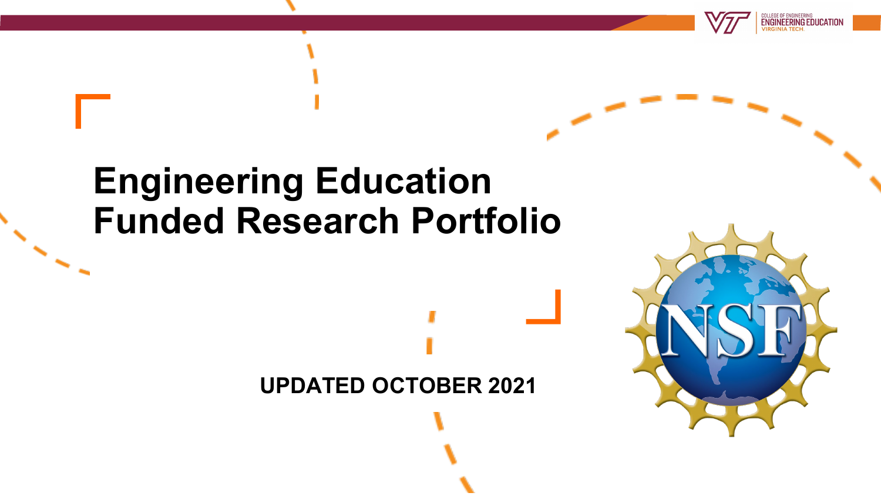# Engineering Education Funded Research Portfolio

**UPDATED OCTOBER 2021**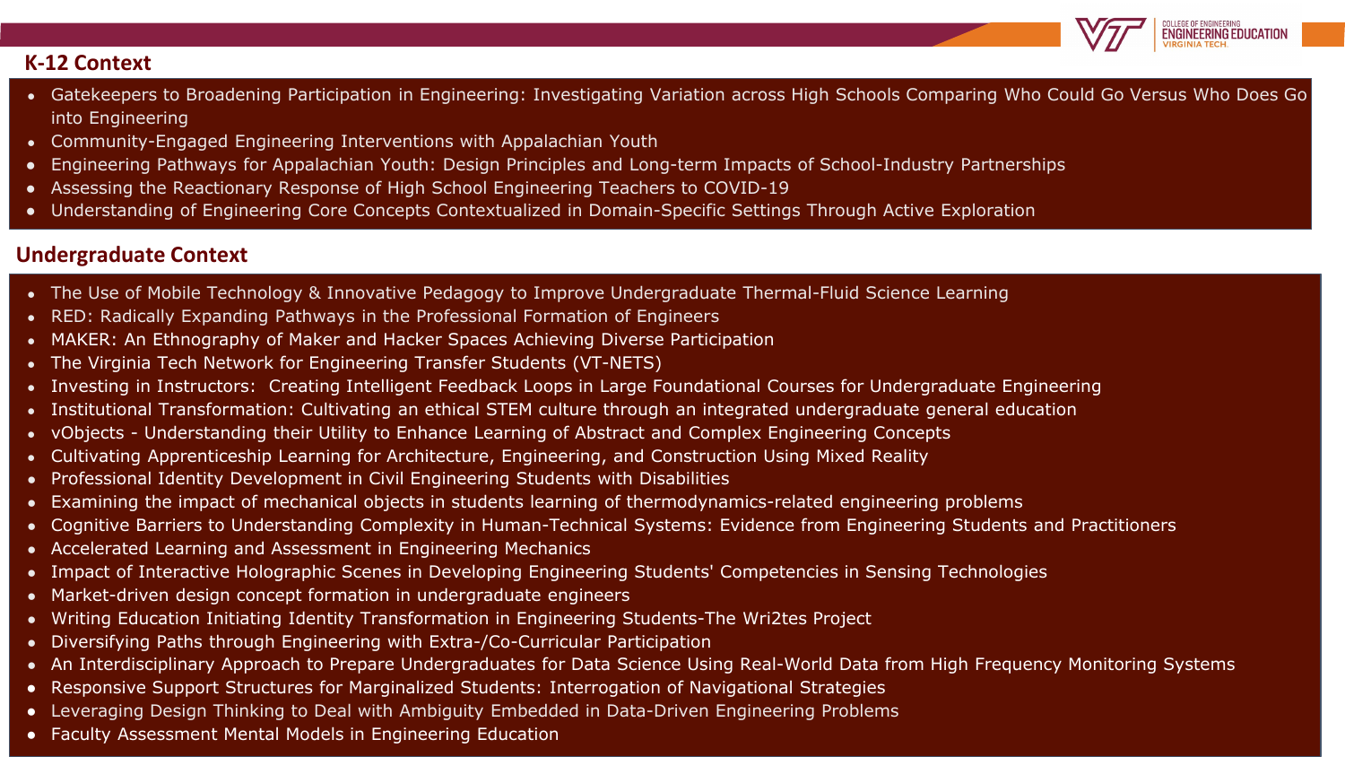## K-12 Context

- Gatekeepers to Broadening Participation in Engineering: Investigating Variation across High Schools Comparing Who Could Go Versus Who Does Go into Engineering
- Community-Engaged Engineering Interventions with Appalachian Youth
- Engineering Pathways for Appalachian Youth: Design Principles and Long-term Impacts of School-Industry Partnerships
- Assessing the Reactionary Response of High School Engineering Teachers to COVID-19
- Understanding of Engineering Core Concepts Contextualized in Domain-Specific Settings Through Active Exploration

## Undergraduate Context

- The Use of Mobile Technology & Innovative Pedagogy to Improve Undergraduate Thermal-Fluid Science Learning
- RED: Radically Expanding Pathways in the Professional Formation of Engineers
- MAKER: An Ethnography of Maker and Hacker Spaces Achieving Diverse Participation
- The Virginia Tech Network for Engineering Transfer Students (VT-NETS)
- Investing in Instructors: Creating Intelligent Feedback Loops in Large Foundational Courses for Undergraduate Engineering
- Institutional Transformation: Cultivating an ethical STEM culture through an integrated undergraduate general education
- vObjects - Understanding their Utility to Enhance Learning of Abstract and Complex Engineering Concepts
- Cultivating Apprenticeship Learning for Architecture, Engineering, and Construction Using Mixed Reality
- Professional Identity Development in Civil Engineering Students with Disabilities
- Examining the impact of mechanical objects in students learning of thermodynamics-related engineering problems
- Cognitive Barriers to Understanding Complexity in Human-Technical Systems: Evidence from Engineering Students and Practitioners
- Accelerated Learning and Assessment in Engineering Mechanics
- Impact of Interactive Holographic Scenes in Developing Engineering Students' Competencies in Sensing Technologies
- Market-driven design concept formation in undergraduate engineers
- Writing Education Initiating Identity Transformation in Engineering Students-The Wri2tes Project
- Diversifying Paths through Engineering with Extra-/Co-Curricular Participation
- An Interdisciplinary Approach to Prepare Undergraduates for Data Science Using Real-World Data from High Frequency Monitoring Systems
- Responsive Support Structures for Marginalized Students: Interrogation of Navigational Strategies
- Leveraging Design Thinking to Deal with Ambiguity Embedded in Data-Driven Engineering Problems
- Faculty Assessment Mental Models in Engineering Education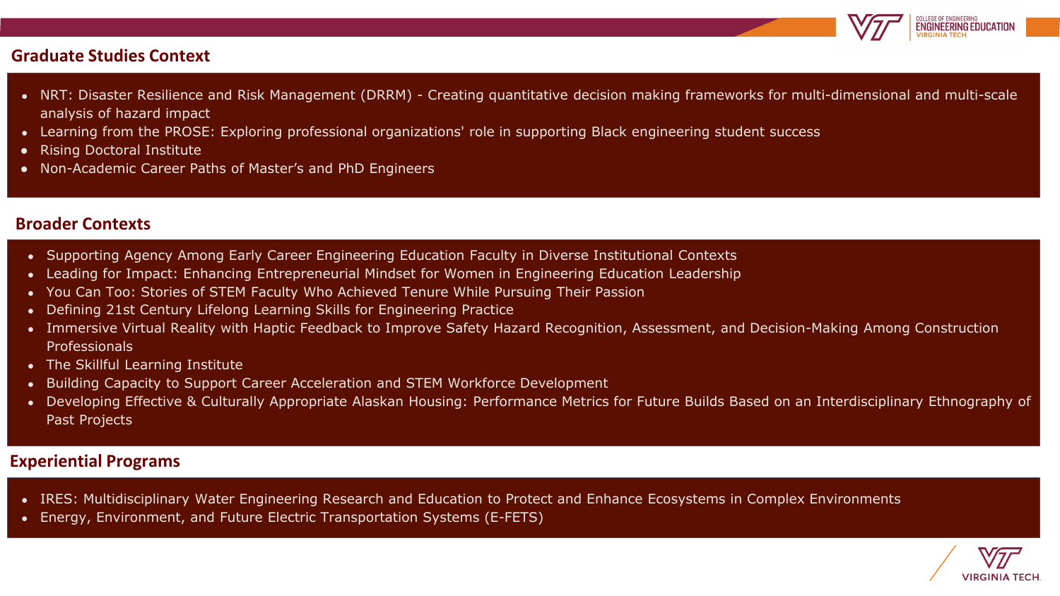## Graduate Studies Context

- NRT: Disaster Resilience and Risk Management (DRRM) - Creating quantitative decision making frameworks for multi-dimensional and multi-scale analysis of hazard impact
- Learning from the PROSE: Exploring professional organizations' role in supporting Black engineering student success
- Rising Doctoral Institute
- Non-Academic Career Paths of Master's and PhD Engineers

## Broader Contexts

- Supporting Agency Among Early Career Engineering Education Faculty in Diverse Institutional Contexts
- Leading for Impact: Enhancing Entrepreneurial Mindset for Women in Engineering Education Leadership
- You Can Too: Stories of STEM Faculty Who Achieved Tenure While Pursuing Their Passion
- Defining 21st Century Lifelong Learning Skills for Engineering Practice
- Immersive Virtual Reality with Haptic Feedback to Improve Safety Hazard Recognition, Assessment, and Decision-Making Among Construction Professionals
- The Skillful Learning Institute
- Building Capacity to Support Career Acceleration and STEM Workforce Development
- Developing Effective & Culturally Appropriate Alaskan Housing: Performance Metrics for Future Builds Based on an Interdisciplinary Ethnography of Past Projects

## Experiential Programs

- IRES: Multidisciplinary Water Engineering Research and Education to Protect and Enhance Ecosystems in Complex Environments
- Energy, Environment, and Future Electric Transportation Systems (E-FETS)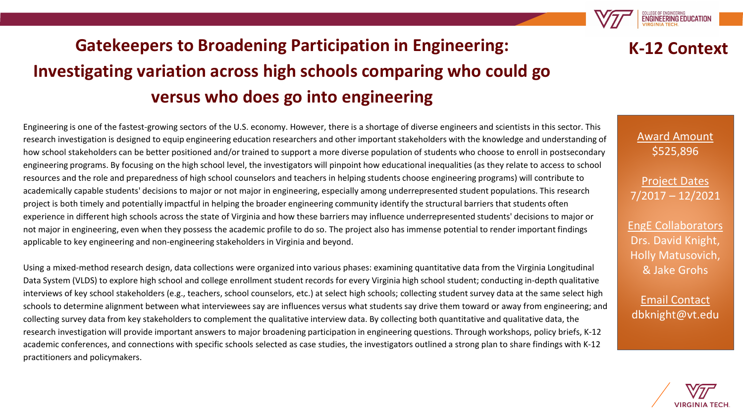# Gatekeepers to Broadening Participation in Engineering: Investigating variation across high schools comparing who could go versus who does go into engineering

## K-12 Context

Engineering is one of the fastest-growing sectors of the U.S. economy. However, there is a shortage of diverse engineers and scientists in this sector. This research investigation is designed to equip engineering education researchers and other important stakeholders with the knowledge and understanding of how school stakeholders can be better positioned and/or trained to support a more diverse population of students who choose to enroll in postsecondary engineering programs. By focusing on the high school level, the investigators will pinpoint how educational inequalities (as they relate to access to school resources and the role and preparedness of high school counselors and teachers in helping students choose engineering programs) will contribute to academically capable students' decisions to major or not major in engineering, especially among underrepresented student populations. This research project is both timely and potentially impactful in helping the broader engineering community identify the structural barriers that students often experience in different high schools across the state of Virginia and how these barriers may influence underrepresented students' decisions to major or not major in engineering, even when they possess the academic profile to do so. The project also has immense potential to render important findings applicable to key engineering and non-engineering stakeholders in Virginia and beyond.

Using a mixed-method research design, data collections were organized into various phases: examining quantitative data from the Virginia Longitudinal Data System (VLDS) to explore high school and college enrollment student records for every Virginia high school student; conducting in-depth qualitative interviews of key school stakeholders (e.g., teachers, school counselors, etc.) at select high schools; collecting student survey data at the same select high schools to determine alignment between what interviewees say are influences versus what students say drive them toward or away from engineering; and collecting survey data from key stakeholders to complement the qualitative interview data. By collecting both quantitative and qualitative data, the research investigation will provide important answers to major broadening participation in engineering questions. Through workshops, policy briefs, K-12 academic conferences, and connections with specific schools selected as case studies, the investigators outlined a strong plan to share findings with K-12 practitioners and policymakers.

**Award Amount**
$525,896

**Project Dates**
7/2017 – 12/2021

**EngE Collaborators**
Drs. David Knight, Holly Matusovich, & Jake Grohs

**Email Contact**
dbknight@vt.edu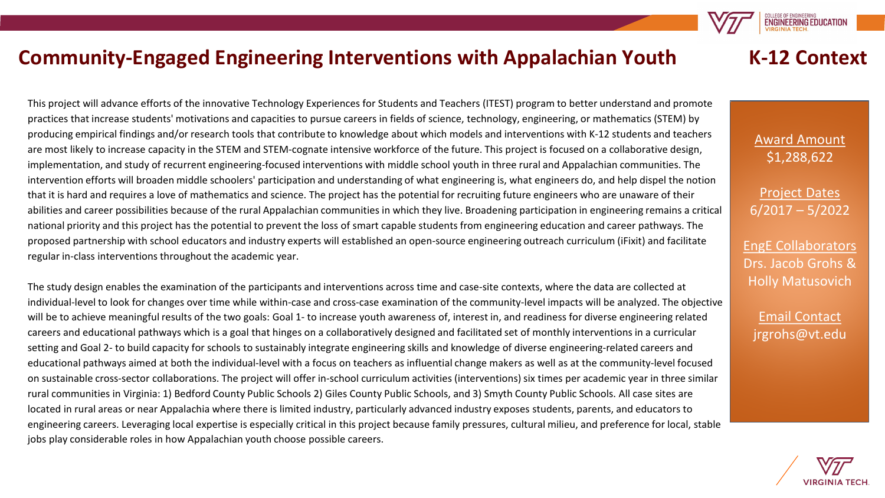# Community-Engaged Engineering Interventions with Appalachian Youth

## K-12 Context

This project will advance efforts of the innovative Technology Experiences for Students and Teachers (ITEST) program to better understand and promote practices that increase students' motivations and capacities to pursue careers in fields of science, technology, engineering, or mathematics (STEM) by producing empirical findings and/or research tools that contribute to knowledge about which models and interventions with K-12 students and teachers are most likely to increase capacity in the STEM and STEM-cognate intensive workforce of the future. This project is focused on a collaborative design, implementation, and study of recurrent engineering-focused interventions with middle school youth in three rural and Appalachian communities. The intervention efforts will broaden middle schoolers' participation and understanding of what engineering is, what engineers do, and help dispel the notion that it is hard and requires a love of mathematics and science. The project has the potential for recruiting future engineers who are unaware of their abilities and career possibilities because of the rural Appalachian communities in which they live. Broadening participation in engineering remains a critical national priority and this project has the potential to prevent the loss of smart capable students from engineering education and career pathways. The proposed partnership with school educators and industry experts will established an open-source engineering outreach curriculum (iFixit) and facilitate regular in-class interventions throughout the academic year.

The study design enables the examination of the participants and interventions across time and case-site contexts, where the data are collected at individual-level to look for changes over time while within-case and cross-case examination of the community-level impacts will be analyzed. The objective will be to achieve meaningful results of the two goals: Goal 1- to increase youth awareness of, interest in, and readiness for diverse engineering related careers and educational pathways which is a goal that hinges on a collaboratively designed and facilitated set of monthly interventions in a curricular setting and Goal 2- to build capacity for schools to sustainably integrate engineering skills and knowledge of diverse engineering-related careers and educational pathways aimed at both the individual-level with a focus on teachers as influential change makers as well as at the community-level focused on sustainable cross-sector collaborations. The project will offer in-school curriculum activities (interventions) six times per academic year in three similar rural communities in Virginia: 1) Bedford County Public Schools 2) Giles County Public Schools, and 3) Smyth County Public Schools. All case sites are located in rural areas or near Appalachia where there is limited industry, particularly advanced industry exposes students, parents, and educators to engineering careers. Leveraging local expertise is especially critical in this project because family pressures, cultural milieu, and preference for local, stable jobs play considerable roles in how Appalachian youth choose possible careers.

Award Amount
$1,288,622

Project Dates
6/2017 – 5/2022

EngE Collaborators
Drs. Jacob Grohs & Holly Matusovich

Email Contact
jrgrohs@vt.edu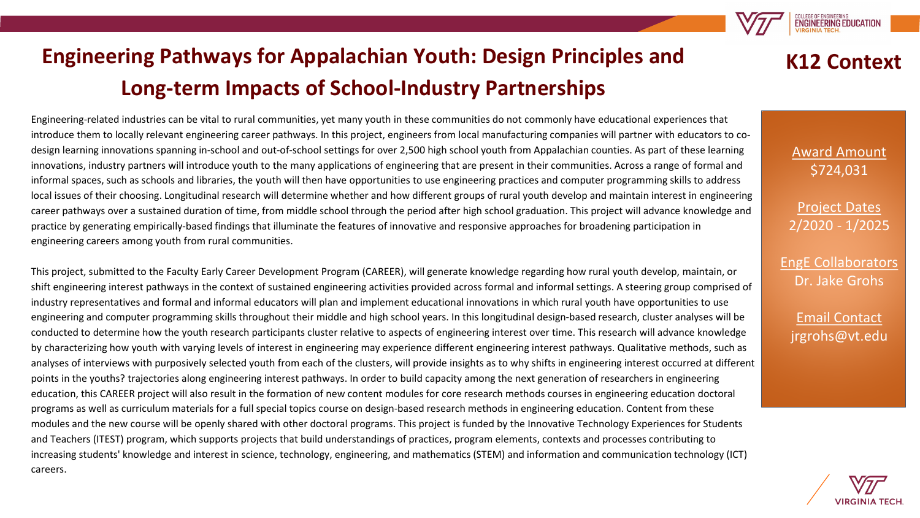# Engineering Pathways for Appalachian Youth: Design Principles and Long-term Impacts of School-Industry Partnerships

## K12 Context

Engineering-related industries can be vital to rural communities, yet many youth in these communities do not commonly have educational experiences that introduce them to locally relevant engineering career pathways. In this project, engineers from local manufacturing companies will partner with educators to co-design learning innovations spanning in-school and out-of-school settings for over 2,500 high school youth from Appalachian counties. As part of these learning innovations, industry partners will introduce youth to the many applications of engineering that are present in their communities. Across a range of formal and informal spaces, such as schools and libraries, the youth will then have opportunities to use engineering practices and computer programming skills to address local issues of their choosing. Longitudinal research will determine whether and how different groups of rural youth develop and maintain interest in engineering career pathways over a sustained duration of time, from middle school through the period after high school graduation. This project will advance knowledge and practice by generating empirically-based findings that illuminate the features of innovative and responsive approaches for broadening participation in engineering careers among youth from rural communities.

This project, submitted to the Faculty Early Career Development Program (CAREER), will generate knowledge regarding how rural youth develop, maintain, or shift engineering interest pathways in the context of sustained engineering activities provided across formal and informal settings. A steering group comprised of industry representatives and formal and informal educators will plan and implement educational innovations in which rural youth have opportunities to use engineering and computer programming skills throughout their middle and high school years. In this longitudinal design-based research, cluster analyses will be conducted to determine how the youth research participants cluster relative to aspects of engineering interest over time. This research will advance knowledge by characterizing how youth with varying levels of interest in engineering may experience different engineering interest pathways. Qualitative methods, such as analyses of interviews with purposively selected youth from each of the clusters, will provide insights as to why shifts in engineering interest occurred at different points in the youths? trajectories along engineering interest pathways. In order to build capacity among the next generation of researchers in engineering education, this CAREER project will also result in the formation of new content modules for core research methods courses in engineering education doctoral programs as well as curriculum materials for a full special topics course on design-based research methods in engineering education. Content from these modules and the new course will be openly shared with other doctoral programs. This project is funded by the Innovative Technology Experiences for Students and Teachers (ITEST) program, which supports projects that build understandings of practices, program elements, contexts and processes contributing to increasing students' knowledge and interest in science, technology, engineering, and mathematics (STEM) and information and communication technology (ICT) careers.

**Award Amount**
$724,031

**Project Dates**
2/2020 - 1/2025

**EngE Collaborators**
Dr. Jake Grohs

**Email Contact**
jrgrohs@vt.edu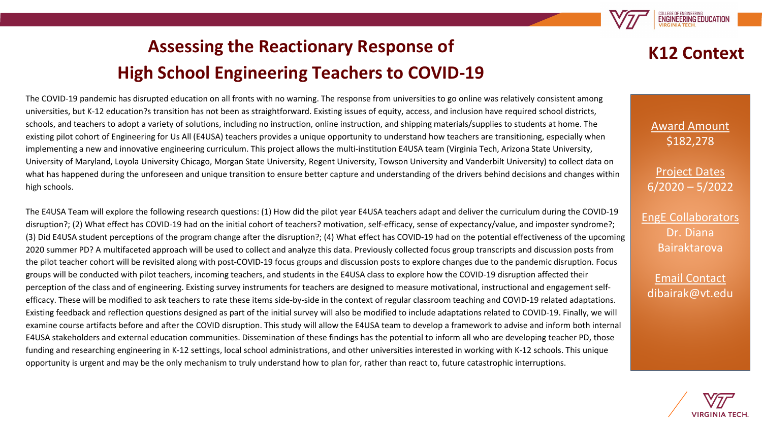# Assessing the Reactionary Response of High School Engineering Teachers to COVID-19

## K12 Context

The COVID-19 pandemic has disrupted education on all fronts with no warning. The response from universities to go online was relatively consistent among universities, but K-12 education?s transition has not been as straightforward. Existing issues of equity, access, and inclusion have required school districts, schools, and teachers to adopt a variety of solutions, including no instruction, online instruction, and shipping materials/supplies to students at home. The existing pilot cohort of Engineering for Us All (E4USA) teachers provides a unique opportunity to understand how teachers are transitioning, especially when implementing a new and innovative engineering curriculum. This project allows the multi-institution E4USA team (Virginia Tech, Arizona State University, University of Maryland, Loyola University Chicago, Morgan State University, Regent University, Towson University and Vanderbilt University) to collect data on what has happened during the unforeseen and unique transition to ensure better capture and understanding of the drivers behind decisions and changes within high schools.

The E4USA Team will explore the following research questions: (1) How did the pilot year E4USA teachers adapt and deliver the curriculum during the COVID-19 disruption?; (2) What effect has COVID-19 had on the initial cohort of teachers? motivation, self-efficacy, sense of expectancy/value, and imposter syndrome?; (3) Did E4USA student perceptions of the program change after the disruption?; (4) What effect has COVID-19 had on the potential effectiveness of the upcoming 2020 summer PD? A multifaceted approach will be used to collect and analyze this data. Previously collected focus group transcripts and discussion posts from the pilot teacher cohort will be revisited along with post-COVID-19 focus groups and discussion posts to explore changes due to the pandemic disruption. Focus groups will be conducted with pilot teachers, incoming teachers, and students in the E4USA class to explore how the COVID-19 disruption affected their perception of the class and of engineering. Existing survey instruments for teachers are designed to measure motivational, instructional and engagement self-efficacy. These will be modified to ask teachers to rate these items side-by-side in the context of regular classroom teaching and COVID-19 related adaptations. Existing feedback and reflection questions designed as part of the initial survey will also be modified to include adaptations related to COVID-19. Finally, we will examine course artifacts before and after the COVID disruption. This study will allow the E4USA team to develop a framework to advise and inform both internal E4USA stakeholders and external education communities. Dissemination of these findings has the potential to inform all who are developing teacher PD, those funding and researching engineering in K-12 settings, local school administrations, and other universities interested in working with K-12 schools. This unique opportunity is urgent and may be the only mechanism to truly understand how to plan for, rather than react to, future catastrophic interruptions.

**Award Amount**
$182,278

**Project Dates**
6/2020 – 5/2022

**EngE Collaborators**
Dr. Diana Bairaktarova

**Email Contact**
dibairak@vt.edu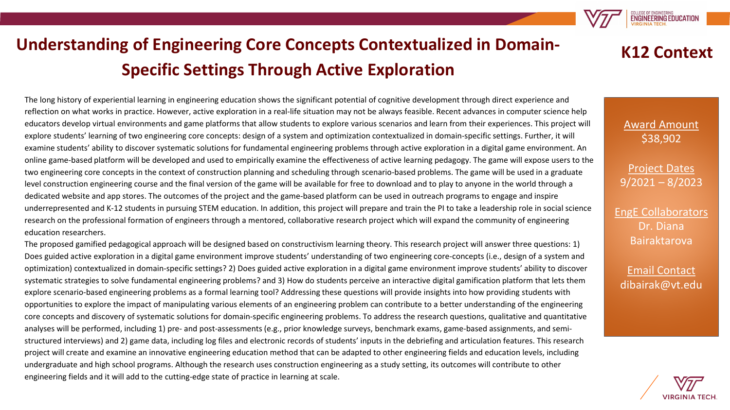# Understanding of Engineering Core Concepts Contextualized in Domain-Specific Settings Through Active Exploration

## K12 Context

The long history of experiential learning in engineering education shows the significant potential of cognitive development through direct experience and reflection on what works in practice. However, active exploration in a real-life situation may not be always feasible. Recent advances in computer science help educators develop virtual environments and game platforms that allow students to explore various scenarios and learn from their experiences. This project will explore students' learning of two engineering core concepts: design of a system and optimization contextualized in domain-specific settings. Further, it will examine students' ability to discover systematic solutions for fundamental engineering problems through active exploration in a digital game environment. An online game-based platform will be developed and used to empirically examine the effectiveness of active learning pedagogy. The game will expose users to the two engineering core concepts in the context of construction planning and scheduling through scenario-based problems. The game will be used in a graduate level construction engineering course and the final version of the game will be available for free to download and to play to anyone in the world through a dedicated website and app stores. The outcomes of the project and the game-based platform can be used in outreach programs to engage and inspire underrepresented and K-12 students in pursuing STEM education. In addition, this project will prepare and train the PI to take a leadership role in social science research on the professional formation of engineers through a mentored, collaborative research project which will expand the community of engineering education researchers.

The proposed gamified pedagogical approach will be designed based on constructivism learning theory. This research project will answer three questions: 1) Does guided active exploration in a digital game environment improve students' understanding of two engineering core-concepts (i.e., design of a system and optimization) contextualized in domain-specific settings? 2) Does guided active exploration in a digital game environment improve students' ability to discover systematic strategies to solve fundamental engineering problems? and 3) How do students perceive an interactive digital gamification platform that lets them explore scenario-based engineering problems as a formal learning tool? Addressing these questions will provide insights into how providing students with opportunities to explore the impact of manipulating various elements of an engineering problem can contribute to a better understanding of the engineering core concepts and discovery of systematic solutions for domain-specific engineering problems. To address the research questions, qualitative and quantitative analyses will be performed, including 1) pre- and post-assessments (e.g., prior knowledge surveys, benchmark exams, game-based assignments, and semi-structured interviews) and 2) game data, including log files and electronic records of students' inputs in the debriefing and articulation features. This research project will create and examine an innovative engineering education method that can be adapted to other engineering fields and education levels, including undergraduate and high school programs. Although the research uses construction engineering as a study setting, its outcomes will contribute to other engineering fields and it will add to the cutting-edge state of practice in learning at scale.

**Award Amount**
$38,902

**Project Dates**
9/2021 – 8/2023

**EngE Collaborators**
Dr. Diana Bairaktarova

**Email Contact**
dibairak@vt.edu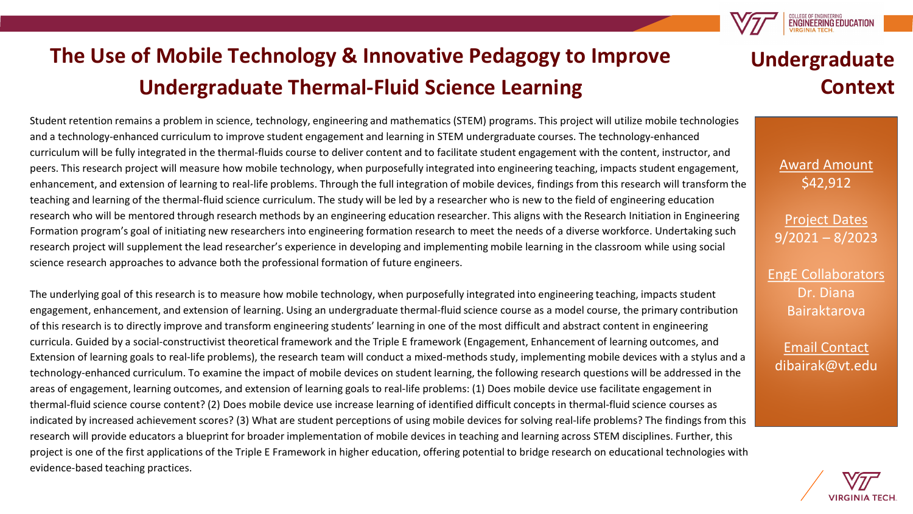# The Use of Mobile Technology & Innovative Pedagogy to Improve Undergraduate Thermal-Fluid Science Learning

## Undergraduate Context

Student retention remains a problem in science, technology, engineering and mathematics (STEM) programs. This project will utilize mobile technologies and a technology-enhanced curriculum to improve student engagement and learning in STEM undergraduate courses. The technology-enhanced curriculum will be fully integrated in the thermal-fluids course to deliver content and to facilitate student engagement with the content, instructor, and peers. This research project will measure how mobile technology, when purposefully integrated into engineering teaching, impacts student engagement, enhancement, and extension of learning to real-life problems. Through the full integration of mobile devices, findings from this research will transform the teaching and learning of the thermal-fluid science curriculum. The study will be led by a researcher who is new to the field of engineering education research who will be mentored through research methods by an engineering education researcher. This aligns with the Research Initiation in Engineering Formation program's goal of initiating new researchers into engineering formation research to meet the needs of a diverse workforce. Undertaking such research project will supplement the lead researcher's experience in developing and implementing mobile learning in the classroom while using social science research approaches to advance both the professional formation of future engineers.

The underlying goal of this research is to measure how mobile technology, when purposefully integrated into engineering teaching, impacts student engagement, enhancement, and extension of learning. Using an undergraduate thermal-fluid science course as a model course, the primary contribution of this research is to directly improve and transform engineering students' learning in one of the most difficult and abstract content in engineering curricula. Guided by a social-constructivist theoretical framework and the Triple E framework (Engagement, Enhancement of learning outcomes, and Extension of learning goals to real-life problems), the research team will conduct a mixed-methods study, implementing mobile devices with a stylus and a technology-enhanced curriculum. To examine the impact of mobile devices on student learning, the following research questions will be addressed in the areas of engagement, learning outcomes, and extension of learning goals to real-life problems: (1) Does mobile device use facilitate engagement in thermal-fluid science course content? (2) Does mobile device use increase learning of identified difficult concepts in thermal-fluid science courses as indicated by increased achievement scores? (3) What are student perceptions of using mobile devices for solving real-life problems? The findings from this research will provide educators a blueprint for broader implementation of mobile devices in teaching and learning across STEM disciplines. Further, this project is one of the first applications of the Triple E Framework in higher education, offering potential to bridge research on educational technologies with evidence-based teaching practices.

**Award Amount**
$42,912

**Project Dates**
9/2021 – 8/2023

**EngE Collaborators**
Dr. Diana Bairaktarova

**Email Contact**
dibairak@vt.edu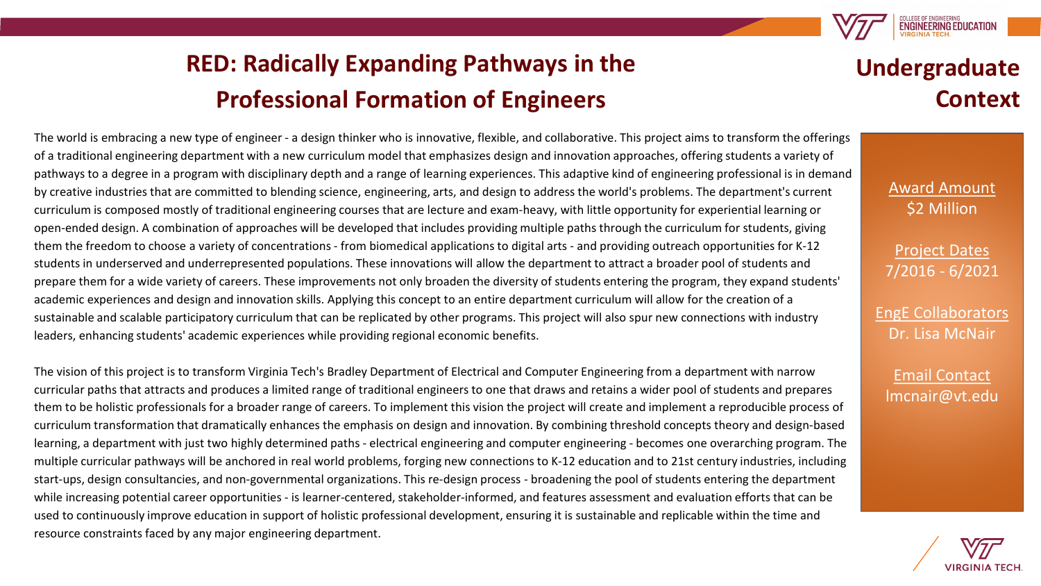# RED: Radically Expanding Pathways in the Professional Formation of Engineers

## Undergraduate Context

The world is embracing a new type of engineer - a design thinker who is innovative, flexible, and collaborative. This project aims to transform the offerings of a traditional engineering department with a new curriculum model that emphasizes design and innovation approaches, offering students a variety of pathways to a degree in a program with disciplinary depth and a range of learning experiences. This adaptive kind of engineering professional is in demand by creative industries that are committed to blending science, engineering, arts, and design to address the world's problems. The department's current curriculum is composed mostly of traditional engineering courses that are lecture and exam-heavy, with little opportunity for experiential learning or open-ended design. A combination of approaches will be developed that includes providing multiple paths through the curriculum for students, giving them the freedom to choose a variety of concentrations - from biomedical applications to digital arts - and providing outreach opportunities for K-12 students in underserved and underrepresented populations. These innovations will allow the department to attract a broader pool of students and prepare them for a wide variety of careers. These improvements not only broaden the diversity of students entering the program, they expand students' academic experiences and design and innovation skills. Applying this concept to an entire department curriculum will allow for the creation of a sustainable and scalable participatory curriculum that can be replicated by other programs. This project will also spur new connections with industry leaders, enhancing students' academic experiences while providing regional economic benefits.

The vision of this project is to transform Virginia Tech's Bradley Department of Electrical and Computer Engineering from a department with narrow curricular paths that attracts and produces a limited range of traditional engineers to one that draws and retains a wider pool of students and prepares them to be holistic professionals for a broader range of careers. To implement this vision the project will create and implement a reproducible process of curriculum transformation that dramatically enhances the emphasis on design and innovation. By combining threshold concepts theory and design-based learning, a department with just two highly determined paths - electrical engineering and computer engineering - becomes one overarching program. The multiple curricular pathways will be anchored in real world problems, forging new connections to K-12 education and to 21st century industries, including start-ups, design consultancies, and non-governmental organizations. This re-design process - broadening the pool of students entering the department while increasing potential career opportunities - is learner-centered, stakeholder-informed, and features assessment and evaluation efforts that can be used to continuously improve education in support of holistic professional development, ensuring it is sustainable and replicable within the time and resource constraints faced by any major engineering department.

**Award Amount**
$2 Million

**Project Dates**
7/2016 - 6/2021

**EngE Collaborators**
Dr. Lisa McNair

**Email Contact**
lmcnair@vt.edu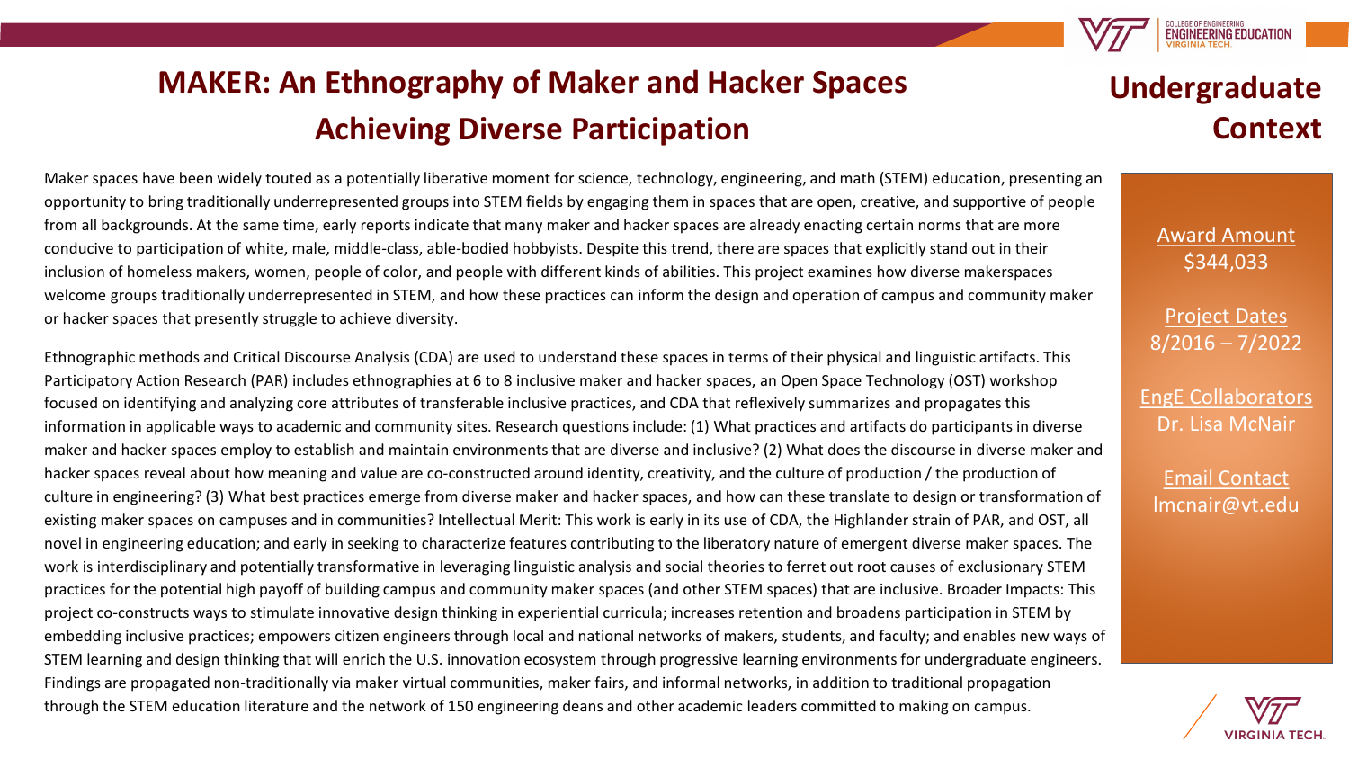# MAKER: An Ethnography of Maker and Hacker Spaces Achieving Diverse Participation

## Undergraduate Context

Maker spaces have been widely touted as a potentially liberative moment for science, technology, engineering, and math (STEM) education, presenting an opportunity to bring traditionally underrepresented groups into STEM fields by engaging them in spaces that are open, creative, and supportive of people from all backgrounds. At the same time, early reports indicate that many maker and hacker spaces are already enacting certain norms that are more conducive to participation of white, male, middle-class, able-bodied hobbyists. Despite this trend, there are spaces that explicitly stand out in their inclusion of homeless makers, women, people of color, and people with different kinds of abilities. This project examines how diverse makerspaces welcome groups traditionally underrepresented in STEM, and how these practices can inform the design and operation of campus and community maker or hacker spaces that presently struggle to achieve diversity.

Ethnographic methods and Critical Discourse Analysis (CDA) are used to understand these spaces in terms of their physical and linguistic artifacts. This Participatory Action Research (PAR) includes ethnographies at 6 to 8 inclusive maker and hacker spaces, an Open Space Technology (OST) workshop focused on identifying and analyzing core attributes of transferable inclusive practices, and CDA that reflexively summarizes and propagates this information in applicable ways to academic and community sites. Research questions include: (1) What practices and artifacts do participants in diverse maker and hacker spaces employ to establish and maintain environments that are diverse and inclusive? (2) What does the discourse in diverse maker and hacker spaces reveal about how meaning and value are co-constructed around identity, creativity, and the culture of production / the production of culture in engineering? (3) What best practices emerge from diverse maker and hacker spaces, and how can these translate to design or transformation of existing maker spaces on campuses and in communities? Intellectual Merit: This work is early in its use of CDA, the Highlander strain of PAR, and OST, all novel in engineering education; and early in seeking to characterize features contributing to the liberatory nature of emergent diverse maker spaces. The work is interdisciplinary and potentially transformative in leveraging linguistic analysis and social theories to ferret out root causes of exclusionary STEM practices for the potential high payoff of building campus and community maker spaces (and other STEM spaces) that are inclusive. Broader Impacts: This project co-constructs ways to stimulate innovative design thinking in experiential curricula; increases retention and broadens participation in STEM by embedding inclusive practices; empowers citizen engineers through local and national networks of makers, students, and faculty; and enables new ways of STEM learning and design thinking that will enrich the U.S. innovation ecosystem through progressive learning environments for undergraduate engineers. Findings are propagated non-traditionally via maker virtual communities, maker fairs, and informal networks, in addition to traditional propagation through the STEM education literature and the network of 150 engineering deans and other academic leaders committed to making on campus.

Award Amount
$344,033

Project Dates
8/2016 – 7/2022

EngE Collaborators
Dr. Lisa McNair

Email Contact
lmcnair@vt.edu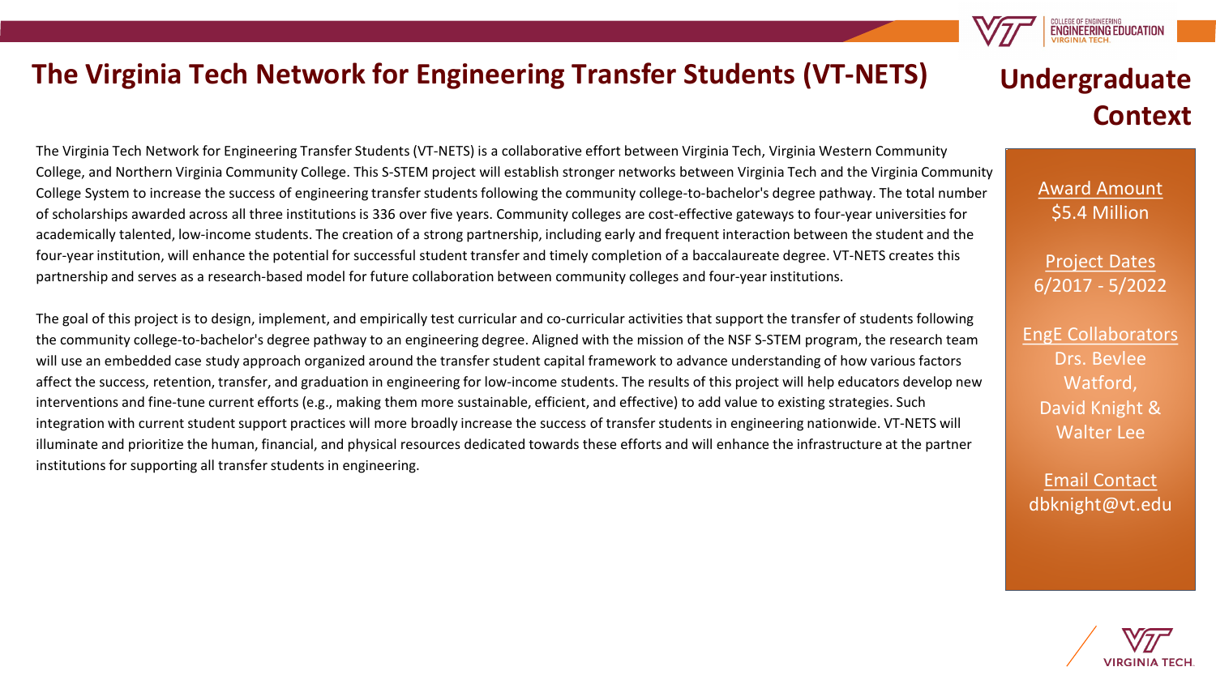# The Virginia Tech Network for Engineering Transfer Students (VT-NETS)

## Undergraduate Context

The Virginia Tech Network for Engineering Transfer Students (VT-NETS) is a collaborative effort between Virginia Tech, Virginia Western Community College, and Northern Virginia Community College. This S-STEM project will establish stronger networks between Virginia Tech and the Virginia Community College System to increase the success of engineering transfer students following the community college-to-bachelor's degree pathway. The total number of scholarships awarded across all three institutions is 336 over five years. Community colleges are cost-effective gateways to four-year universities for academically talented, low-income students. The creation of a strong partnership, including early and frequent interaction between the student and the four-year institution, will enhance the potential for successful student transfer and timely completion of a baccalaureate degree. VT-NETS creates this partnership and serves as a research-based model for future collaboration between community colleges and four-year institutions.

The goal of this project is to design, implement, and empirically test curricular and co-curricular activities that support the transfer of students following the community college-to-bachelor's degree pathway to an engineering degree. Aligned with the mission of the NSF S-STEM program, the research team will use an embedded case study approach organized around the transfer student capital framework to advance understanding of how various factors affect the success, retention, transfer, and graduation in engineering for low-income students. The results of this project will help educators develop new interventions and fine-tune current efforts (e.g., making them more sustainable, efficient, and effective) to add value to existing strategies. Such integration with current student support practices will more broadly increase the success of transfer students in engineering nationwide. VT-NETS will illuminate and prioritize the human, financial, and physical resources dedicated towards these efforts and will enhance the infrastructure at the partner institutions for supporting all transfer students in engineering.

Award Amount
$5.4 Million

Project Dates
6/2017 - 5/2022

EngE Collaborators
Drs. Bevlee Watford, David Knight & Walter Lee

Email Contact
dbknight@vt.edu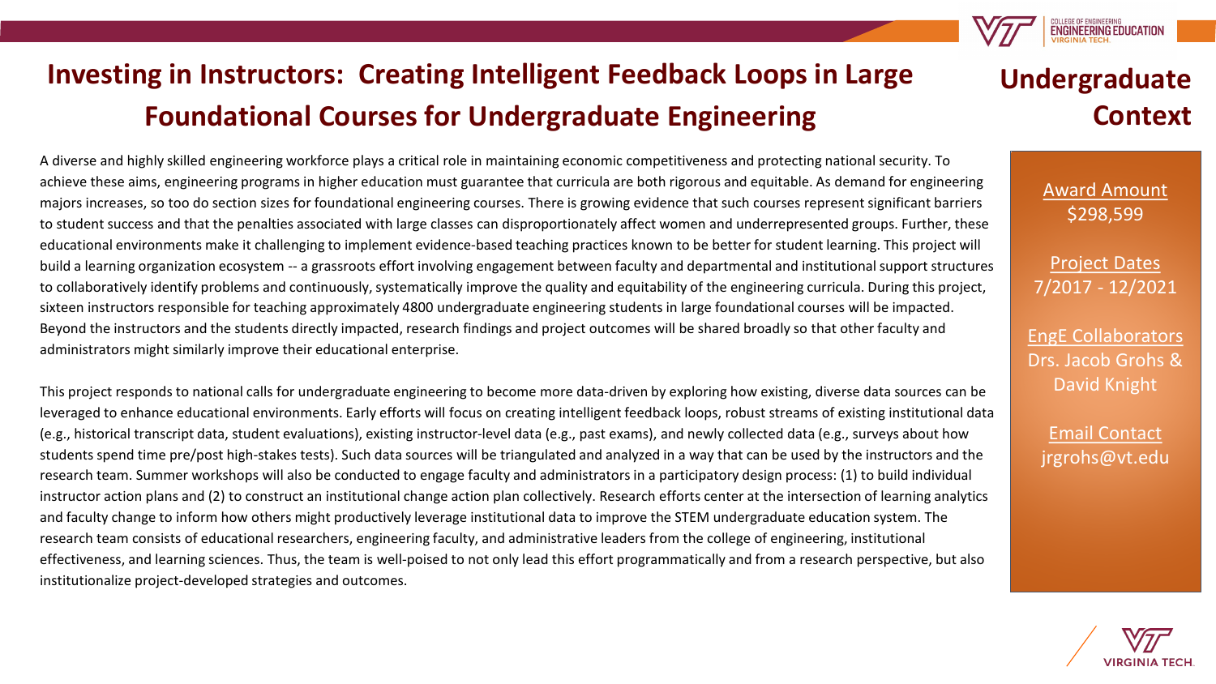# Investing in Instructors: Creating Intelligent Feedback Loops in Large Foundational Courses for Undergraduate Engineering

## Undergraduate Context

A diverse and highly skilled engineering workforce plays a critical role in maintaining economic competitiveness and protecting national security. To achieve these aims, engineering programs in higher education must guarantee that curricula are both rigorous and equitable. As demand for engineering majors increases, so too do section sizes for foundational engineering courses. There is growing evidence that such courses represent significant barriers to student success and that the penalties associated with large classes can disproportionately affect women and underrepresented groups. Further, these educational environments make it challenging to implement evidence-based teaching practices known to be better for student learning. This project will build a learning organization ecosystem -- a grassroots effort involving engagement between faculty and departmental and institutional support structures to collaboratively identify problems and continuously, systematically improve the quality and equitability of the engineering curricula. During this project, sixteen instructors responsible for teaching approximately 4800 undergraduate engineering students in large foundational courses will be impacted. Beyond the instructors and the students directly impacted, research findings and project outcomes will be shared broadly so that other faculty and administrators might similarly improve their educational enterprise.

This project responds to national calls for undergraduate engineering to become more data-driven by exploring how existing, diverse data sources can be leveraged to enhance educational environments. Early efforts will focus on creating intelligent feedback loops, robust streams of existing institutional data (e.g., historical transcript data, student evaluations), existing instructor-level data (e.g., past exams), and newly collected data (e.g., surveys about how students spend time pre/post high-stakes tests). Such data sources will be triangulated and analyzed in a way that can be used by the instructors and the research team. Summer workshops will also be conducted to engage faculty and administrators in a participatory design process: (1) to build individual instructor action plans and (2) to construct an institutional change action plan collectively. Research efforts center at the intersection of learning analytics and faculty change to inform how others might productively leverage institutional data to improve the STEM undergraduate education system. The research team consists of educational researchers, engineering faculty, and administrative leaders from the college of engineering, institutional effectiveness, and learning sciences. Thus, the team is well-poised to not only lead this effort programmatically and from a research perspective, but also institutionalize project-developed strategies and outcomes.

**Award Amount**
$298,599

**Project Dates**
7/2017 - 12/2021

**EngE Collaborators**
Drs. Jacob Grohs & David Knight

**Email Contact**
jrgrohs@vt.edu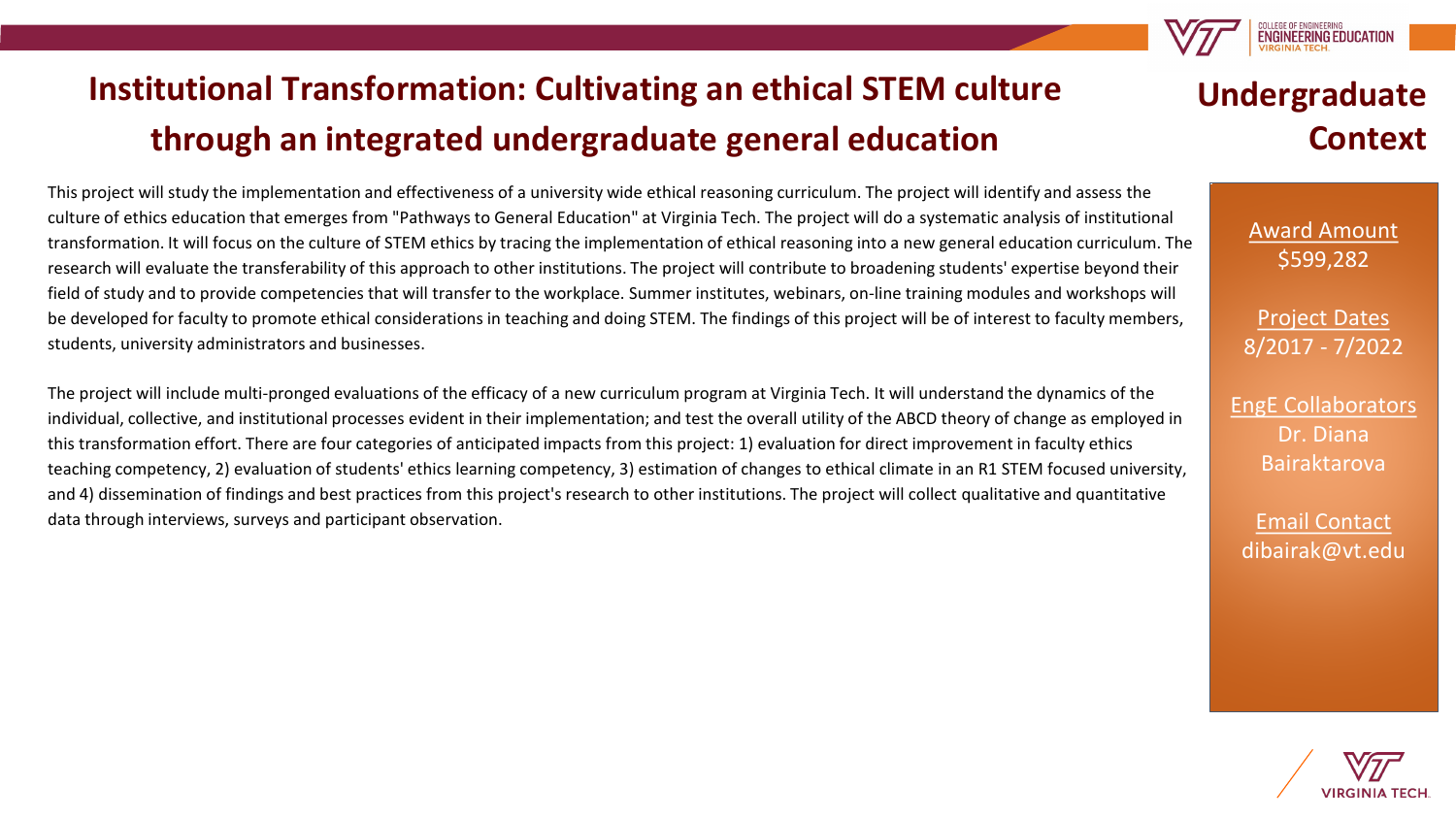# Institutional Transformation: Cultivating an ethical STEM culture through an integrated undergraduate general education

## Undergraduate Context

This project will study the implementation and effectiveness of a university wide ethical reasoning curriculum. The project will identify and assess the culture of ethics education that emerges from "Pathways to General Education" at Virginia Tech. The project will do a systematic analysis of institutional transformation. It will focus on the culture of STEM ethics by tracing the implementation of ethical reasoning into a new general education curriculum. The research will evaluate the transferability of this approach to other institutions. The project will contribute to broadening students' expertise beyond their field of study and to provide competencies that will transfer to the workplace. Summer institutes, webinars, on-line training modules and workshops will be developed for faculty to promote ethical considerations in teaching and doing STEM. The findings of this project will be of interest to faculty members, students, university administrators and businesses.

The project will include multi-pronged evaluations of the efficacy of a new curriculum program at Virginia Tech. It will understand the dynamics of the individual, collective, and institutional processes evident in their implementation; and test the overall utility of the ABCD theory of change as employed in this transformation effort. There are four categories of anticipated impacts from this project: 1) evaluation for direct improvement in faculty ethics teaching competency, 2) evaluation of students' ethics learning competency, 3) estimation of changes to ethical climate in an R1 STEM focused university, and 4) dissemination of findings and best practices from this project's research to other institutions. The project will collect qualitative and quantitative data through interviews, surveys and participant observation.

**Award Amount**
$599,282

**Project Dates**
8/2017 - 7/2022

**EngE Collaborators**
Dr. Diana Bairaktarova

**Email Contact**
dibairak@vt.edu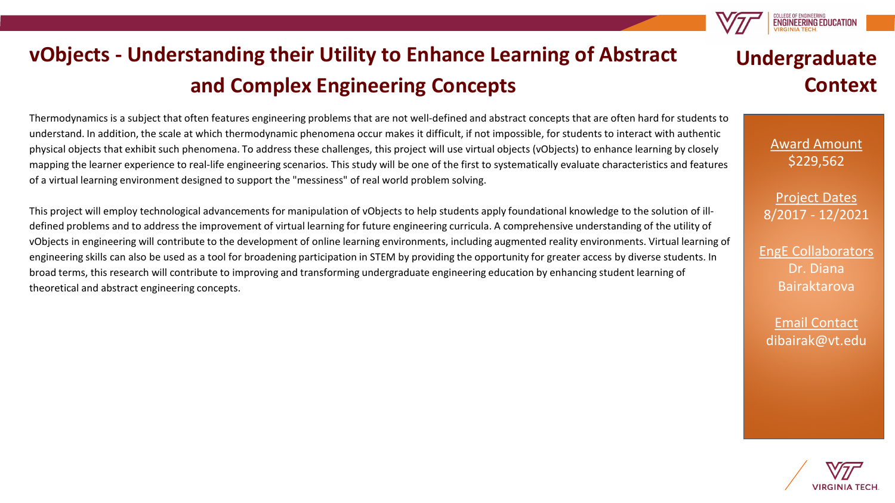# vObjects - Understanding their Utility to Enhance Learning of Abstract and Complex Engineering Concepts

## Undergraduate Context

Thermodynamics is a subject that often features engineering problems that are not well-defined and abstract concepts that are often hard for students to understand. In addition, the scale at which thermodynamic phenomena occur makes it difficult, if not impossible, for students to interact with authentic physical objects that exhibit such phenomena. To address these challenges, this project will use virtual objects (vObjects) to enhance learning by closely mapping the learner experience to real-life engineering scenarios. This study will be one of the first to systematically evaluate characteristics and features of a virtual learning environment designed to support the "messiness" of real world problem solving.

This project will employ technological advancements for manipulation of vObjects to help students apply foundational knowledge to the solution of ill-defined problems and to address the improvement of virtual learning for future engineering curricula. A comprehensive understanding of the utility of vObjects in engineering will contribute to the development of online learning environments, including augmented reality environments. Virtual learning of engineering skills can also be used as a tool for broadening participation in STEM by providing the opportunity for greater access by diverse students. In broad terms, this research will contribute to improving and transforming undergraduate engineering education by enhancing student learning of theoretical and abstract engineering concepts.

**Award Amount**
$229,562

**Project Dates**
8/2017 - 12/2021

**EngE Collaborators**
Dr. Diana Bairaktarova

**Email Contact**
dibairak@vt.edu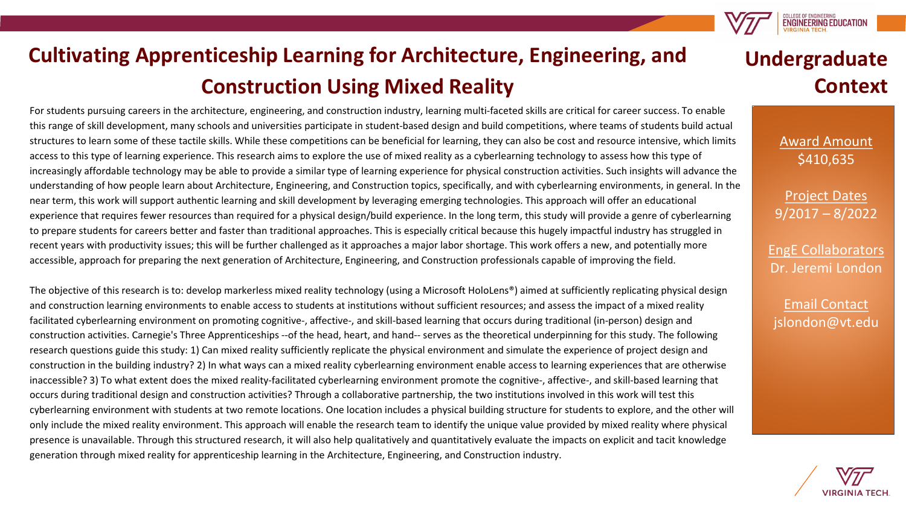# Cultivating Apprenticeship Learning for Architecture, Engineering, and Construction Using Mixed Reality

## Undergraduate Context

For students pursuing careers in the architecture, engineering, and construction industry, learning multi-faceted skills are critical for career success. To enable this range of skill development, many schools and universities participate in student-based design and build competitions, where teams of students build actual structures to learn some of these tactile skills. While these competitions can be beneficial for learning, they can also be cost and resource intensive, which limits access to this type of learning experience. This research aims to explore the use of mixed reality as a cyberlearning technology to assess how this type of increasingly affordable technology may be able to provide a similar type of learning experience for physical construction activities. Such insights will advance the understanding of how people learn about Architecture, Engineering, and Construction topics, specifically, and with cyberlearning environments, in general. In the near term, this work will support authentic learning and skill development by leveraging emerging technologies. This approach will offer an educational experience that requires fewer resources than required for a physical design/build experience. In the long term, this study will provide a genre of cyberlearning to prepare students for careers better and faster than traditional approaches. This is especially critical because this hugely impactful industry has struggled in recent years with productivity issues; this will be further challenged as it approaches a major labor shortage. This work offers a new, and potentially more accessible, approach for preparing the next generation of Architecture, Engineering, and Construction professionals capable of improving the field.

The objective of this research is to: develop markerless mixed reality technology (using a Microsoft HoloLens®) aimed at sufficiently replicating physical design and construction learning environments to enable access to students at institutions without sufficient resources; and assess the impact of a mixed reality facilitated cyberlearning environment on promoting cognitive-, affective-, and skill-based learning that occurs during traditional (in-person) design and construction activities. Carnegie's Three Apprenticeships --of the head, heart, and hand-- serves as the theoretical underpinning for this study. The following research questions guide this study: 1) Can mixed reality sufficiently replicate the physical environment and simulate the experience of project design and construction in the building industry? 2) In what ways can a mixed reality cyberlearning environment enable access to learning experiences that are otherwise inaccessible? 3) To what extent does the mixed reality-facilitated cyberlearning environment promote the cognitive-, affective-, and skill-based learning that occurs during traditional design and construction activities? Through a collaborative partnership, the two institutions involved in this work will test this cyberlearning environment with students at two remote locations. One location includes a physical building structure for students to explore, and the other will only include the mixed reality environment. This approach will enable the research team to identify the unique value provided by mixed reality where physical presence is unavailable. Through this structured research, it will also help qualitatively and quantitatively evaluate the impacts on explicit and tacit knowledge generation through mixed reality for apprenticeship learning in the Architecture, Engineering, and Construction industry.

**Award Amount**
$410,635

**Project Dates**
9/2017 – 8/2022

**EngE Collaborators**
Dr. Jeremi London

**Email Contact**
jslondon@vt.edu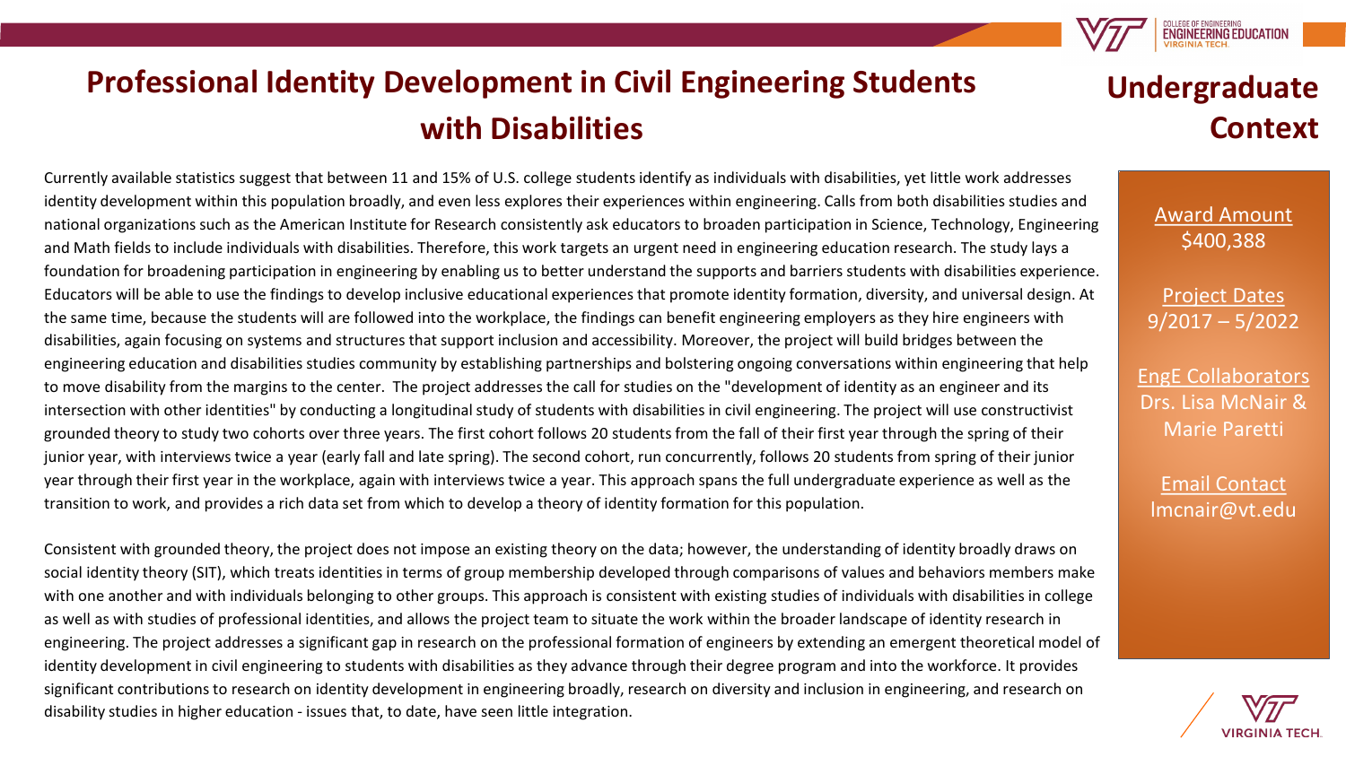# Professional Identity Development in Civil Engineering Students with Disabilities

## Undergraduate Context

Currently available statistics suggest that between 11 and 15% of U.S. college students identify as individuals with disabilities, yet little work addresses identity development within this population broadly, and even less explores their experiences within engineering. Calls from both disabilities studies and national organizations such as the American Institute for Research consistently ask educators to broaden participation in Science, Technology, Engineering and Math fields to include individuals with disabilities. Therefore, this work targets an urgent need in engineering education research. The study lays a foundation for broadening participation in engineering by enabling us to better understand the supports and barriers students with disabilities experience. Educators will be able to use the findings to develop inclusive educational experiences that promote identity formation, diversity, and universal design. At the same time, because the students will are followed into the workplace, the findings can benefit engineering employers as they hire engineers with disabilities, again focusing on systems and structures that support inclusion and accessibility. Moreover, the project will build bridges between the engineering education and disabilities studies community by establishing partnerships and bolstering ongoing conversations within engineering that help to move disability from the margins to the center. The project addresses the call for studies on the "development of identity as an engineer and its intersection with other identities" by conducting a longitudinal study of students with disabilities in civil engineering. The project will use constructivist grounded theory to study two cohorts over three years. The first cohort follows 20 students from the fall of their first year through the spring of their junior year, with interviews twice a year (early fall and late spring). The second cohort, run concurrently, follows 20 students from spring of their junior year through their first year in the workplace, again with interviews twice a year. This approach spans the full undergraduate experience as well as the transition to work, and provides a rich data set from which to develop a theory of identity formation for this population.

Consistent with grounded theory, the project does not impose an existing theory on the data; however, the understanding of identity broadly draws on social identity theory (SIT), which treats identities in terms of group membership developed through comparisons of values and behaviors members make with one another and with individuals belonging to other groups. This approach is consistent with existing studies of individuals with disabilities in college as well as with studies of professional identities, and allows the project team to situate the work within the broader landscape of identity research in engineering. The project addresses a significant gap in research on the professional formation of engineers by extending an emergent theoretical model of identity development in civil engineering to students with disabilities as they advance through their degree program and into the workforce. It provides significant contributions to research on identity development in engineering broadly, research on diversity and inclusion in engineering, and research on disability studies in higher education - issues that, to date, have seen little integration.

**Award Amount**
$400,388

**Project Dates**
9/2017 – 5/2022

**EngE Collaborators**
Drs. Lisa McNair & Marie Paretti

**Email Contact**
lmcnair@vt.edu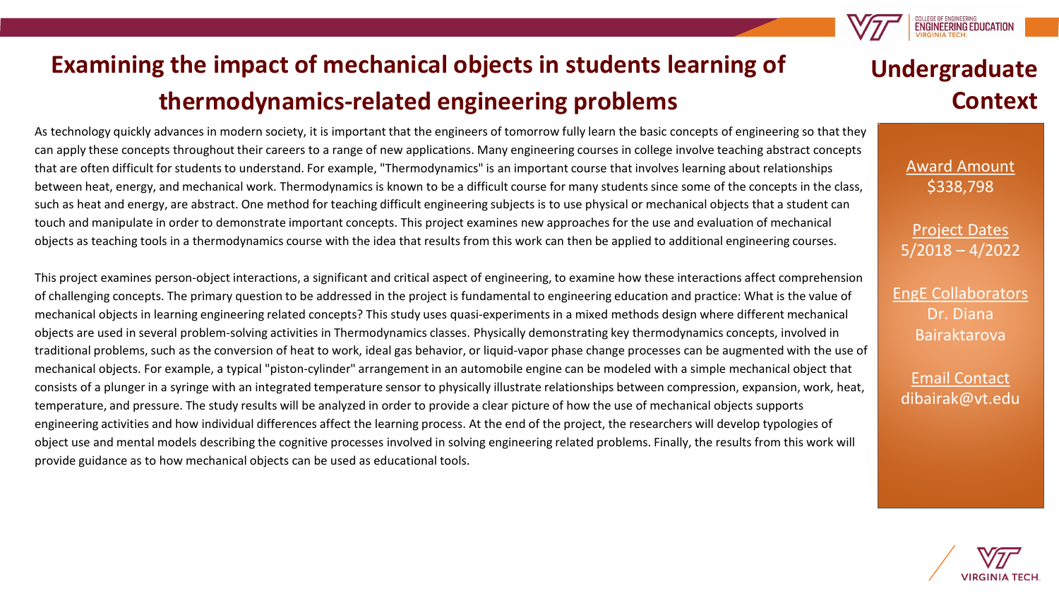# Examining the impact of mechanical objects in students learning of thermodynamics-related engineering problems

As technology quickly advances in modern society, it is important that the engineers of tomorrow fully learn the basic concepts of engineering so that they can apply these concepts throughout their careers to a range of new applications. Many engineering courses in college involve teaching abstract concepts that are often difficult for students to understand. For example, "Thermodynamics" is an important course that involves learning about relationships between heat, energy, and mechanical work. Thermodynamics is known to be a difficult course for many students since some of the concepts in the class, such as heat and energy, are abstract. One method for teaching difficult engineering subjects is to use physical or mechanical objects that a student can touch and manipulate in order to demonstrate important concepts. This project examines new approaches for the use and evaluation of mechanical objects as teaching tools in a thermodynamics course with the idea that results from this work can then be applied to additional engineering courses.

This project examines person-object interactions, a significant and critical aspect of engineering, to examine how these interactions affect comprehension of challenging concepts. The primary question to be addressed in the project is fundamental to engineering education and practice: What is the value of mechanical objects in learning engineering related concepts? This study uses quasi-experiments in a mixed methods design where different mechanical objects are used in several problem-solving activities in Thermodynamics classes. Physically demonstrating key thermodynamics concepts, involved in traditional problems, such as the conversion of heat to work, ideal gas behavior, or liquid-vapor phase change processes can be augmented with the use of mechanical objects. For example, a typical "piston-cylinder" arrangement in an automobile engine can be modeled with a simple mechanical object that consists of a plunger in a syringe with an integrated temperature sensor to physically illustrate relationships between compression, expansion, work, heat, temperature, and pressure. The study results will be analyzed in order to provide a clear picture of how the use of mechanical objects supports engineering activities and how individual differences affect the learning process. At the end of the project, the researchers will develop typologies of object use and mental models describing the cognitive processes involved in solving engineering related problems. Finally, the results from this work will provide guidance as to how mechanical objects can be used as educational tools.

## Undergraduate Context

**Award Amount**
$338,798

**Project Dates**
5/2018 – 4/2022

**EngE Collaborators**
Dr. Diana Bairaktarova

**Email Contact**
dibairak@vt.edu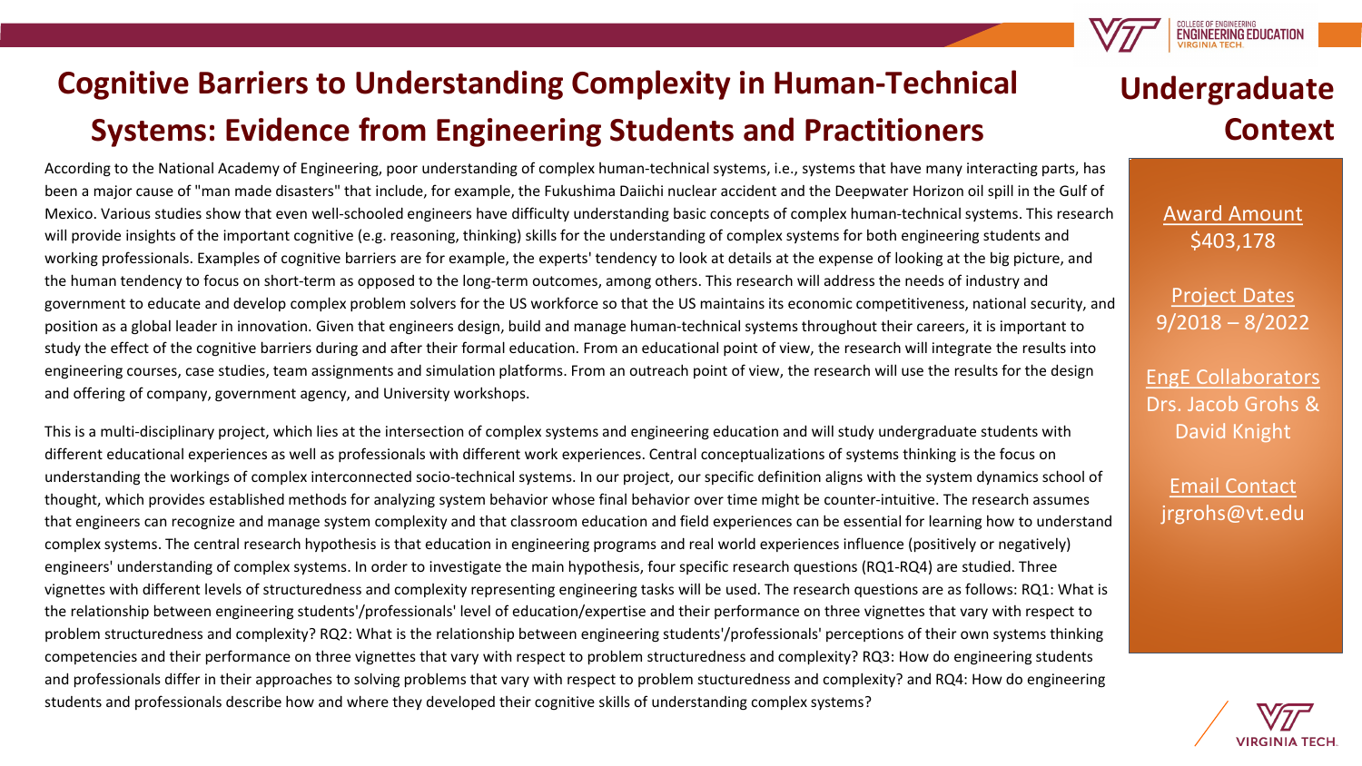# Cognitive Barriers to Understanding Complexity in Human-Technical Systems: Evidence from Engineering Students and Practitioners

## Undergraduate Context

According to the National Academy of Engineering, poor understanding of complex human-technical systems, i.e., systems that have many interacting parts, has been a major cause of "man made disasters" that include, for example, the Fukushima Daiichi nuclear accident and the Deepwater Horizon oil spill in the Gulf of Mexico. Various studies show that even well-schooled engineers have difficulty understanding basic concepts of complex human-technical systems. This research will provide insights of the important cognitive (e.g. reasoning, thinking) skills for the understanding of complex systems for both engineering students and working professionals. Examples of cognitive barriers are for example, the experts' tendency to look at details at the expense of looking at the big picture, and the human tendency to focus on short-term as opposed to the long-term outcomes, among others. This research will address the needs of industry and government to educate and develop complex problem solvers for the US workforce so that the US maintains its economic competitiveness, national security, and position as a global leader in innovation. Given that engineers design, build and manage human-technical systems throughout their careers, it is important to study the effect of the cognitive barriers during and after their formal education. From an educational point of view, the research will integrate the results into engineering courses, case studies, team assignments and simulation platforms. From an outreach point of view, the research will use the results for the design and offering of company, government agency, and University workshops.

This is a multi-disciplinary project, which lies at the intersection of complex systems and engineering education and will study undergraduate students with different educational experiences as well as professionals with different work experiences. Central conceptualizations of systems thinking is the focus on understanding the workings of complex interconnected socio-technical systems. In our project, our specific definition aligns with the system dynamics school of thought, which provides established methods for analyzing system behavior whose final behavior over time might be counter-intuitive. The research assumes that engineers can recognize and manage system complexity and that classroom education and field experiences can be essential for learning how to understand complex systems. The central research hypothesis is that education in engineering programs and real world experiences influence (positively or negatively) engineers' understanding of complex systems. In order to investigate the main hypothesis, four specific research questions (RQ1-RQ4) are studied. Three vignettes with different levels of structuredness and complexity representing engineering tasks will be used. The research questions are as follows: RQ1: What is the relationship between engineering students'/professionals' level of education/expertise and their performance on three vignettes that vary with respect to problem structuredness and complexity? RQ2: What is the relationship between engineering students'/professionals' perceptions of their own systems thinking competencies and their performance on three vignettes that vary with respect to problem structuredness and complexity? RQ3: How do engineering students and professionals differ in their approaches to solving problems that vary with respect to problem stucturedness and complexity? and RQ4: How do engineering students and professionals describe how and where they developed their cognitive skills of understanding complex systems?

Award Amount
$403,178

Project Dates
9/2018 – 8/2022

EngE Collaborators
Drs. Jacob Grohs & David Knight

Email Contact
jrgrohs@vt.edu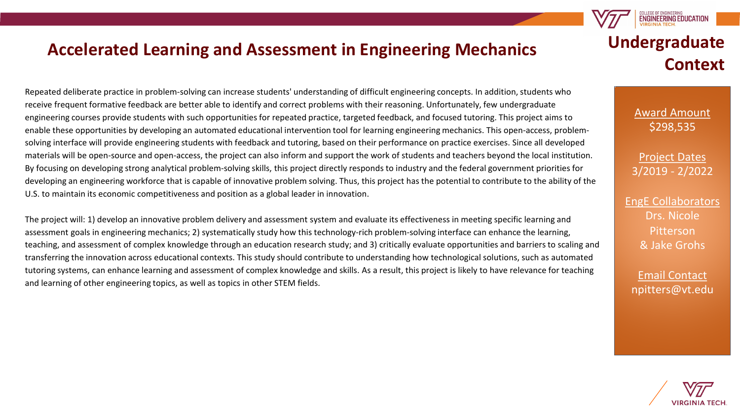# Accelerated Learning and Assessment in Engineering Mechanics

## Undergraduate Context

Repeated deliberate practice in problem-solving can increase students' understanding of difficult engineering concepts. In addition, students who receive frequent formative feedback are better able to identify and correct problems with their reasoning. Unfortunately, few undergraduate engineering courses provide students with such opportunities for repeated practice, targeted feedback, and focused tutoring. This project aims to enable these opportunities by developing an automated educational intervention tool for learning engineering mechanics. This open-access, problem-solving interface will provide engineering students with feedback and tutoring, based on their performance on practice exercises. Since all developed materials will be open-source and open-access, the project can also inform and support the work of students and teachers beyond the local institution. By focusing on developing strong analytical problem-solving skills, this project directly responds to industry and the federal government priorities for developing an engineering workforce that is capable of innovative problem solving. Thus, this project has the potential to contribute to the ability of the U.S. to maintain its economic competitiveness and position as a global leader in innovation.

The project will: 1) develop an innovative problem delivery and assessment system and evaluate its effectiveness in meeting specific learning and assessment goals in engineering mechanics; 2) systematically study how this technology-rich problem-solving interface can enhance the learning, teaching, and assessment of complex knowledge through an education research study; and 3) critically evaluate opportunities and barriers to scaling and transferring the innovation across educational contexts. This study should contribute to understanding how technological solutions, such as automated tutoring systems, can enhance learning and assessment of complex knowledge and skills. As a result, this project is likely to have relevance for teaching and learning of other engineering topics, as well as topics in other STEM fields.

Award Amount
$298,535

Project Dates
3/2019 - 2/2022

EngE Collaborators
Drs. Nicole Pitterson & Jake Grohs

Email Contact
npitters@vt.edu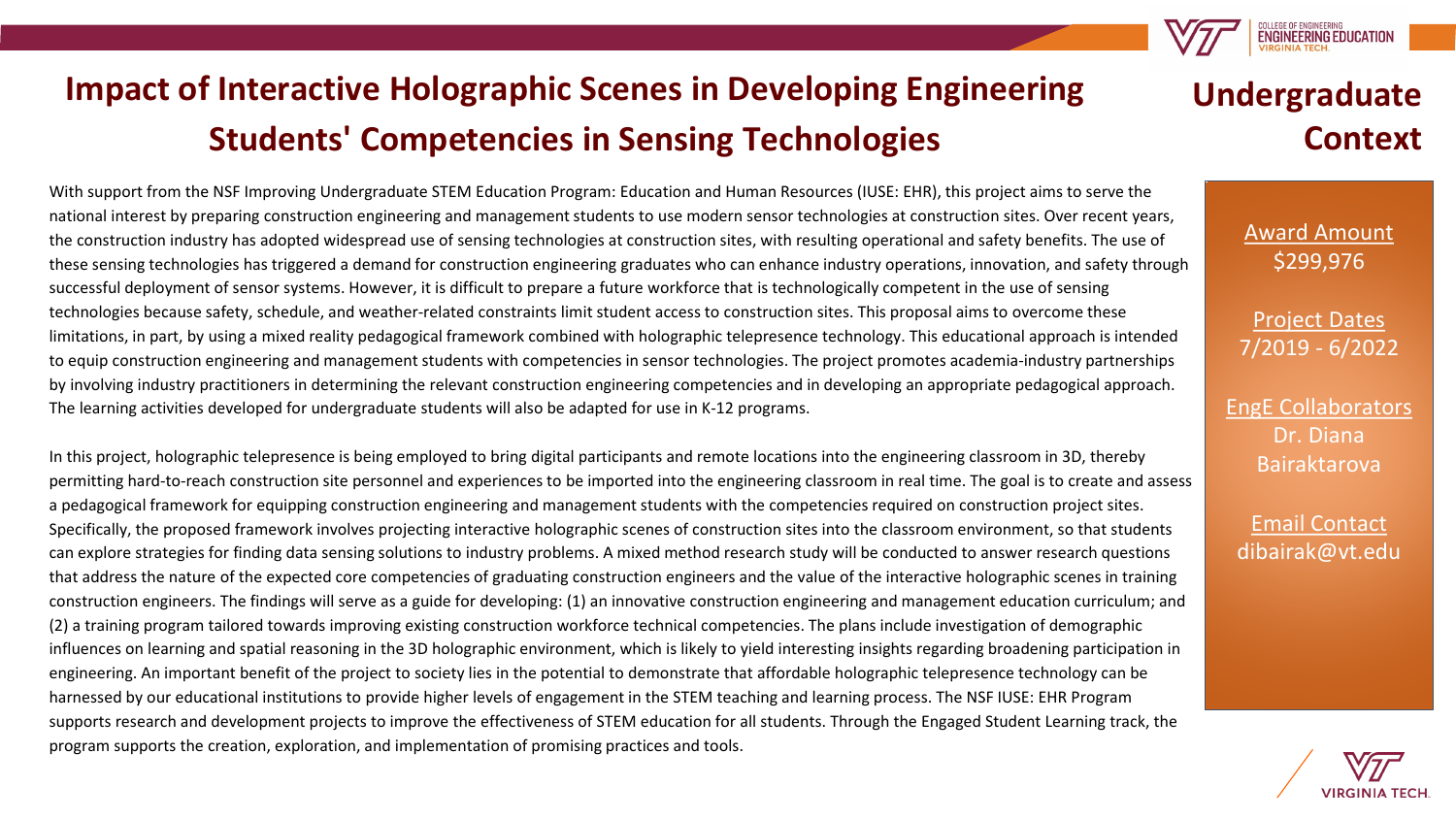# Impact of Interactive Holographic Scenes in Developing Engineering Students' Competencies in Sensing Technologies

## Undergraduate Context

With support from the NSF Improving Undergraduate STEM Education Program: Education and Human Resources (IUSE: EHR), this project aims to serve the national interest by preparing construction engineering and management students to use modern sensor technologies at construction sites. Over recent years, the construction industry has adopted widespread use of sensing technologies at construction sites, with resulting operational and safety benefits. The use of these sensing technologies has triggered a demand for construction engineering graduates who can enhance industry operations, innovation, and safety through successful deployment of sensor systems. However, it is difficult to prepare a future workforce that is technologically competent in the use of sensing technologies because safety, schedule, and weather-related constraints limit student access to construction sites. This proposal aims to overcome these limitations, in part, by using a mixed reality pedagogical framework combined with holographic telepresence technology. This educational approach is intended to equip construction engineering and management students with competencies in sensor technologies. The project promotes academia-industry partnerships by involving industry practitioners in determining the relevant construction engineering competencies and in developing an appropriate pedagogical approach. The learning activities developed for undergraduate students will also be adapted for use in K-12 programs.

In this project, holographic telepresence is being employed to bring digital participants and remote locations into the engineering classroom in 3D, thereby permitting hard-to-reach construction site personnel and experiences to be imported into the engineering classroom in real time. The goal is to create and assess a pedagogical framework for equipping construction engineering and management students with the competencies required on construction project sites. Specifically, the proposed framework involves projecting interactive holographic scenes of construction sites into the classroom environment, so that students can explore strategies for finding data sensing solutions to industry problems. A mixed method research study will be conducted to answer research questions that address the nature of the expected core competencies of graduating construction engineers and the value of the interactive holographic scenes in training construction engineers. The findings will serve as a guide for developing: (1) an innovative construction engineering and management education curriculum; and (2) a training program tailored towards improving existing construction workforce technical competencies. The plans include investigation of demographic influences on learning and spatial reasoning in the 3D holographic environment, which is likely to yield interesting insights regarding broadening participation in engineering. An important benefit of the project to society lies in the potential to demonstrate that affordable holographic telepresence technology can be harnessed by our educational institutions to provide higher levels of engagement in the STEM teaching and learning process. The NSF IUSE: EHR Program supports research and development projects to improve the effectiveness of STEM education for all students. Through the Engaged Student Learning track, the program supports the creation, exploration, and implementation of promising practices and tools.

**Award Amount**
$299,976

**Project Dates**
7/2019 - 6/2022

**EngE Collaborators**
Dr. Diana Bairaktarova

**Email Contact**
dibairak@vt.edu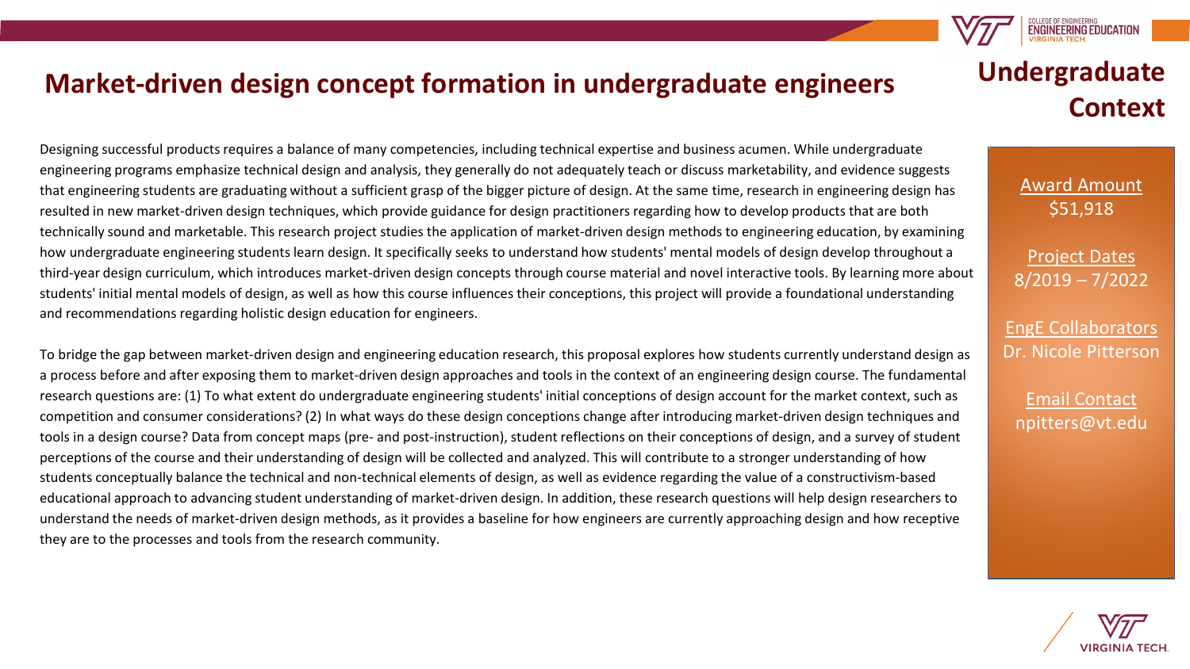# Market-driven design concept formation in undergraduate engineers

## Undergraduate Context

Designing successful products requires a balance of many competencies, including technical expertise and business acumen. While undergraduate engineering programs emphasize technical design and analysis, they generally do not adequately teach or discuss marketability, and evidence suggests that engineering students are graduating without a sufficient grasp of the bigger picture of design. At the same time, research in engineering design has resulted in new market-driven design techniques, which provide guidance for design practitioners regarding how to develop products that are both technically sound and marketable. This research project studies the application of market-driven design methods to engineering education, by examining how undergraduate engineering students learn design. It specifically seeks to understand how students' mental models of design develop throughout a third-year design curriculum, which introduces market-driven design concepts through course material and novel interactive tools. By learning more about students' initial mental models of design, as well as how this course influences their conceptions, this project will provide a foundational understanding and recommendations regarding holistic design education for engineers.

To bridge the gap between market-driven design and engineering education research, this proposal explores how students currently understand design as a process before and after exposing them to market-driven design approaches and tools in the context of an engineering design course. The fundamental research questions are: (1) To what extent do undergraduate engineering students' initial conceptions of design account for the market context, such as competition and consumer considerations? (2) In what ways do these design conceptions change after introducing market-driven design techniques and tools in a design course? Data from concept maps (pre- and post-instruction), student reflections on their conceptions of design, and a survey of student perceptions of the course and their understanding of design will be collected and analyzed. This will contribute to a stronger understanding of how students conceptually balance the technical and non-technical elements of design, as well as evidence regarding the value of a constructivism-based educational approach to advancing student understanding of market-driven design. In addition, these research questions will help design researchers to understand the needs of market-driven design methods, as it provides a baseline for how engineers are currently approaching design and how receptive they are to the processes and tools from the research community.

**Award Amount**
$51,918

**Project Dates**
8/2019 – 7/2022

**EngE Collaborators**
Dr. Nicole Pitterson

**Email Contact**
npitters@vt.edu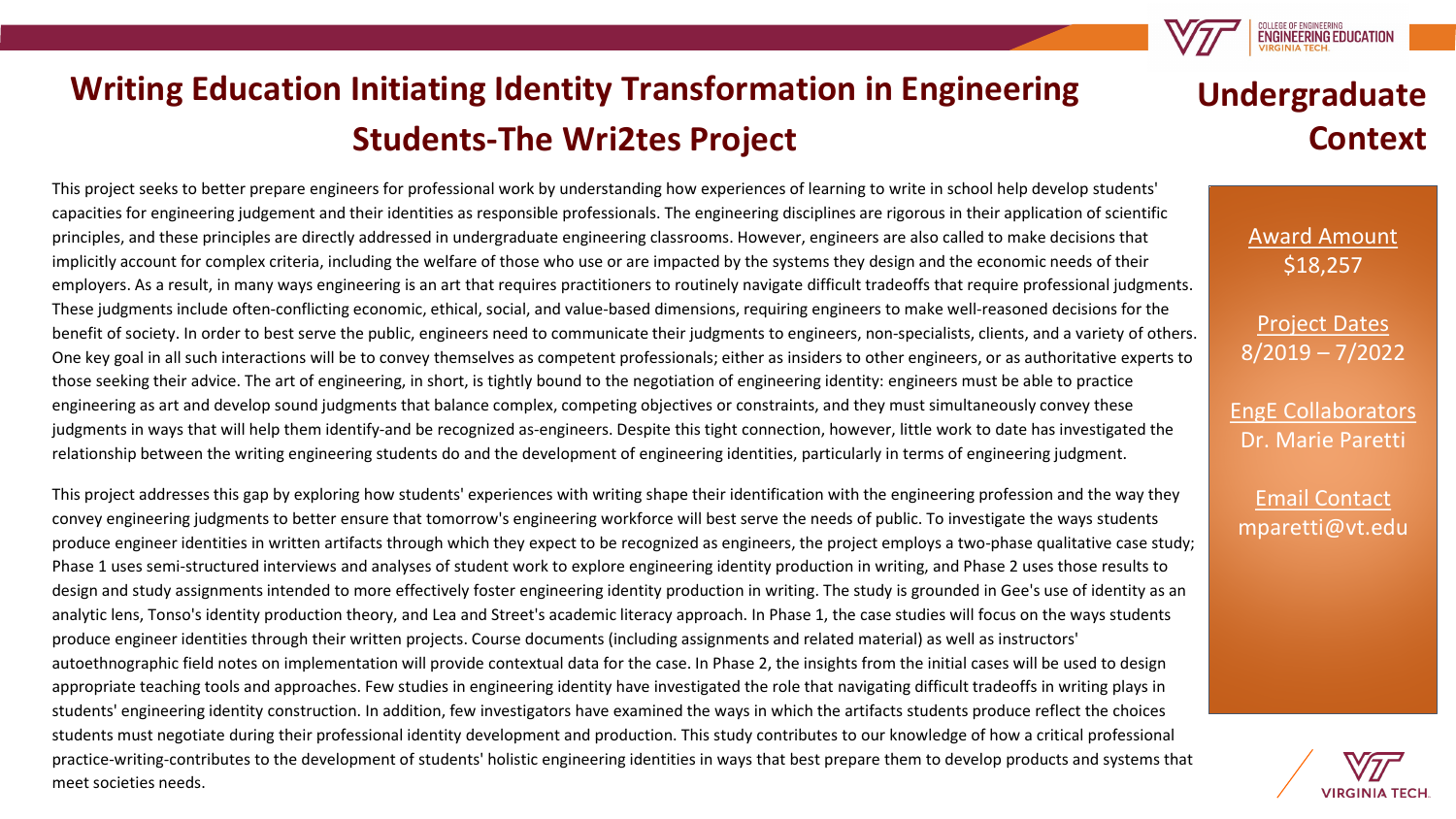# Writing Education Initiating Identity Transformation in Engineering Students-The Wri2tes Project

## Undergraduate Context

This project seeks to better prepare engineers for professional work by understanding how experiences of learning to write in school help develop students' capacities for engineering judgement and their identities as responsible professionals. The engineering disciplines are rigorous in their application of scientific principles, and these principles are directly addressed in undergraduate engineering classrooms. However, engineers are also called to make decisions that implicitly account for complex criteria, including the welfare of those who use or are impacted by the systems they design and the economic needs of their employers. As a result, in many ways engineering is an art that requires practitioners to routinely navigate difficult tradeoffs that require professional judgments. These judgments include often-conflicting economic, ethical, social, and value-based dimensions, requiring engineers to make well-reasoned decisions for the benefit of society. In order to best serve the public, engineers need to communicate their judgments to engineers, non-specialists, clients, and a variety of others. One key goal in all such interactions will be to convey themselves as competent professionals; either as insiders to other engineers, or as authoritative experts to those seeking their advice. The art of engineering, in short, is tightly bound to the negotiation of engineering identity: engineers must be able to practice engineering as art and develop sound judgments that balance complex, competing objectives or constraints, and they must simultaneously convey these judgments in ways that will help them identify-and be recognized as-engineers. Despite this tight connection, however, little work to date has investigated the relationship between the writing engineering students do and the development of engineering identities, particularly in terms of engineering judgment.

This project addresses this gap by exploring how students' experiences with writing shape their identification with the engineering profession and the way they convey engineering judgments to better ensure that tomorrow's engineering workforce will best serve the needs of public. To investigate the ways students produce engineer identities in written artifacts through which they expect to be recognized as engineers, the project employs a two-phase qualitative case study; Phase 1 uses semi-structured interviews and analyses of student work to explore engineering identity production in writing, and Phase 2 uses those results to design and study assignments intended to more effectively foster engineering identity production in writing. The study is grounded in Gee's use of identity as an analytic lens, Tonso's identity production theory, and Lea and Street's academic literacy approach. In Phase 1, the case studies will focus on the ways students produce engineer identities through their written projects. Course documents (including assignments and related material) as well as instructors' autoethnographic field notes on implementation will provide contextual data for the case. In Phase 2, the insights from the initial cases will be used to design appropriate teaching tools and approaches. Few studies in engineering identity have investigated the role that navigating difficult tradeoffs in writing plays in students' engineering identity construction. In addition, few investigators have examined the ways in which the artifacts students produce reflect the choices students must negotiate during their professional identity development and production. This study contributes to our knowledge of how a critical professional practice-writing-contributes to the development of students' holistic engineering identities in ways that best prepare them to develop products and systems that meet societies needs.

**Award Amount**
$18,257

**Project Dates**
8/2019 – 7/2022

**EngE Collaborators**
Dr. Marie Paretti

**Email Contact**
mparetti@vt.edu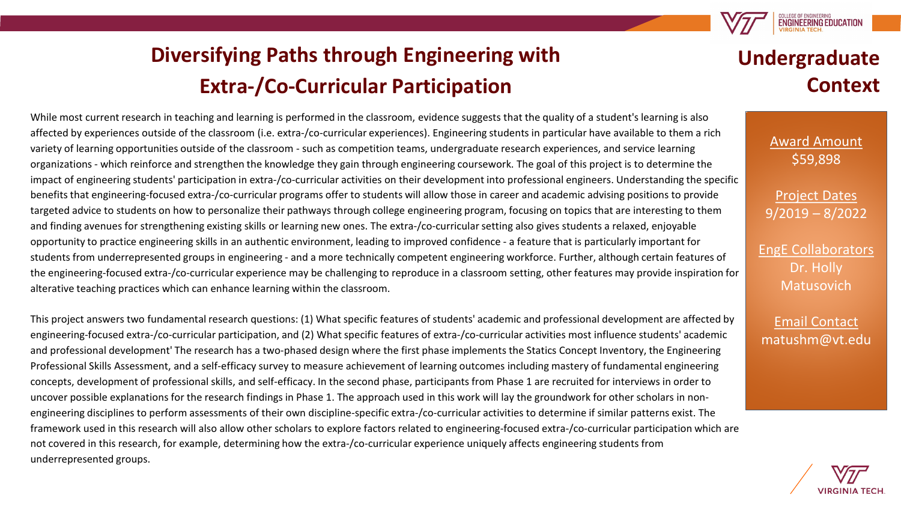# Diversifying Paths through Engineering with Extra-/Co-Curricular Participation

## Undergraduate Context

While most current research in teaching and learning is performed in the classroom, evidence suggests that the quality of a student's learning is also affected by experiences outside of the classroom (i.e. extra-/co-curricular experiences). Engineering students in particular have available to them a rich variety of learning opportunities outside of the classroom - such as competition teams, undergraduate research experiences, and service learning organizations - which reinforce and strengthen the knowledge they gain through engineering coursework. The goal of this project is to determine the impact of engineering students' participation in extra-/co-curricular activities on their development into professional engineers. Understanding the specific benefits that engineering-focused extra-/co-curricular programs offer to students will allow those in career and academic advising positions to provide targeted advice to students on how to personalize their pathways through college engineering program, focusing on topics that are interesting to them and finding avenues for strengthening existing skills or learning new ones. The extra-/co-curricular setting also gives students a relaxed, enjoyable opportunity to practice engineering skills in an authentic environment, leading to improved confidence - a feature that is particularly important for students from underrepresented groups in engineering - and a more technically competent engineering workforce. Further, although certain features of the engineering-focused extra-/co-curricular experience may be challenging to reproduce in a classroom setting, other features may provide inspiration for alterative teaching practices which can enhance learning within the classroom.

This project answers two fundamental research questions: (1) What specific features of students' academic and professional development are affected by engineering-focused extra-/co-curricular participation, and (2) What specific features of extra-/co-curricular activities most influence students' academic and professional development' The research has a two-phased design where the first phase implements the Statics Concept Inventory, the Engineering Professional Skills Assessment, and a self-efficacy survey to measure achievement of learning outcomes including mastery of fundamental engineering concepts, development of professional skills, and self-efficacy. In the second phase, participants from Phase 1 are recruited for interviews in order to uncover possible explanations for the research findings in Phase 1. The approach used in this work will lay the groundwork for other scholars in non-engineering disciplines to perform assessments of their own discipline-specific extra-/co-curricular activities to determine if similar patterns exist. The framework used in this research will also allow other scholars to explore factors related to engineering-focused extra-/co-curricular participation which are not covered in this research, for example, determining how the extra-/co-curricular experience uniquely affects engineering students from underrepresented groups.

**Award Amount**
$59,898

**Project Dates**
9/2019 – 8/2022

**EngE Collaborators**
Dr. Holly Matusovich

**Email Contact**
matushm@vt.edu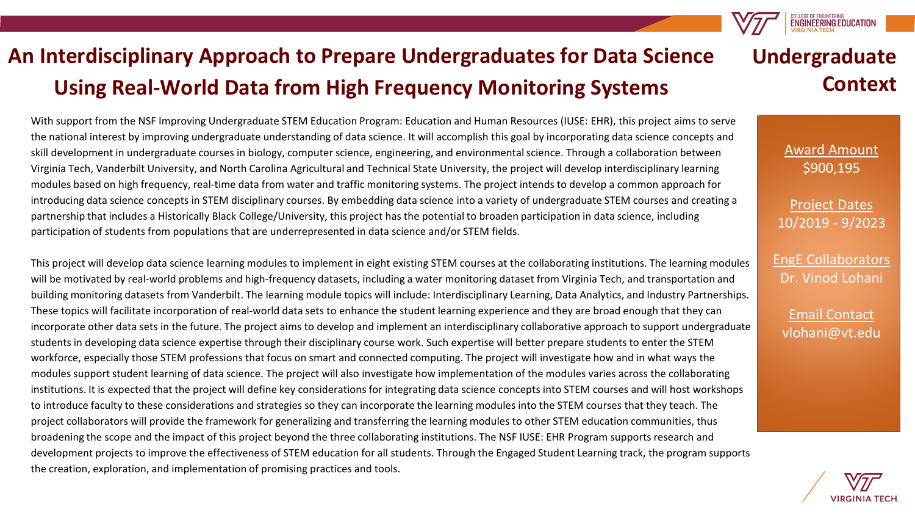# An Interdisciplinary Approach to Prepare Undergraduates for Data Science Using Real-World Data from High Frequency Monitoring Systems

## Undergraduate Context

With support from the NSF Improving Undergraduate STEM Education Program: Education and Human Resources (IUSE: EHR), this project aims to serve the national interest by improving undergraduate understanding of data science. It will accomplish this goal by incorporating data science concepts and skill development in undergraduate courses in biology, computer science, engineering, and environmental science. Through a collaboration between Virginia Tech, Vanderbilt University, and North Carolina Agricultural and Technical State University, the project will develop interdisciplinary learning modules based on high frequency, real-time data from water and traffic monitoring systems. The project intends to develop a common approach for introducing data science concepts in STEM disciplinary courses. By embedding data science into a variety of undergraduate STEM courses and creating a partnership that includes a Historically Black College/University, this project has the potential to broaden participation in data science, including participation of students from populations that are underrepresented in data science and/or STEM fields.

This project will develop data science learning modules to implement in eight existing STEM courses at the collaborating institutions. The learning modules will be motivated by real-world problems and high-frequency datasets, including a water monitoring dataset from Virginia Tech, and transportation and building monitoring datasets from Vanderbilt. The learning module topics will include: Interdisciplinary Learning, Data Analytics, and Industry Partnerships. These topics will facilitate incorporation of real-world data sets to enhance the student learning experience and they are broad enough that they can incorporate other data sets in the future. The project aims to develop and implement an interdisciplinary collaborative approach to support undergraduate students in developing data science expertise through their disciplinary course work. Such expertise will better prepare students to enter the STEM workforce, especially those STEM professions that focus on smart and connected computing. The project will investigate how and in what ways the modules support student learning of data science. The project will also investigate how implementation of the modules varies across the collaborating institutions. It is expected that the project will define key considerations for integrating data science concepts into STEM courses and will host workshops to introduce faculty to these considerations and strategies so they can incorporate the learning modules into the STEM courses that they teach. The project collaborators will provide the framework for generalizing and transferring the learning modules to other STEM education communities, thus broadening the scope and the impact of this project beyond the three collaborating institutions. The NSF IUSE: EHR Program supports research and development projects to improve the effectiveness of STEM education for all students. Through the Engaged Student Learning track, the program supports the creation, exploration, and implementation of promising practices and tools.

**Award Amount**
$900,195

**Project Dates**
10/2019 - 9/2023

**EngE Collaborators**
Dr. Vinod Lohani

**Email Contact**
vlohani@vt.edu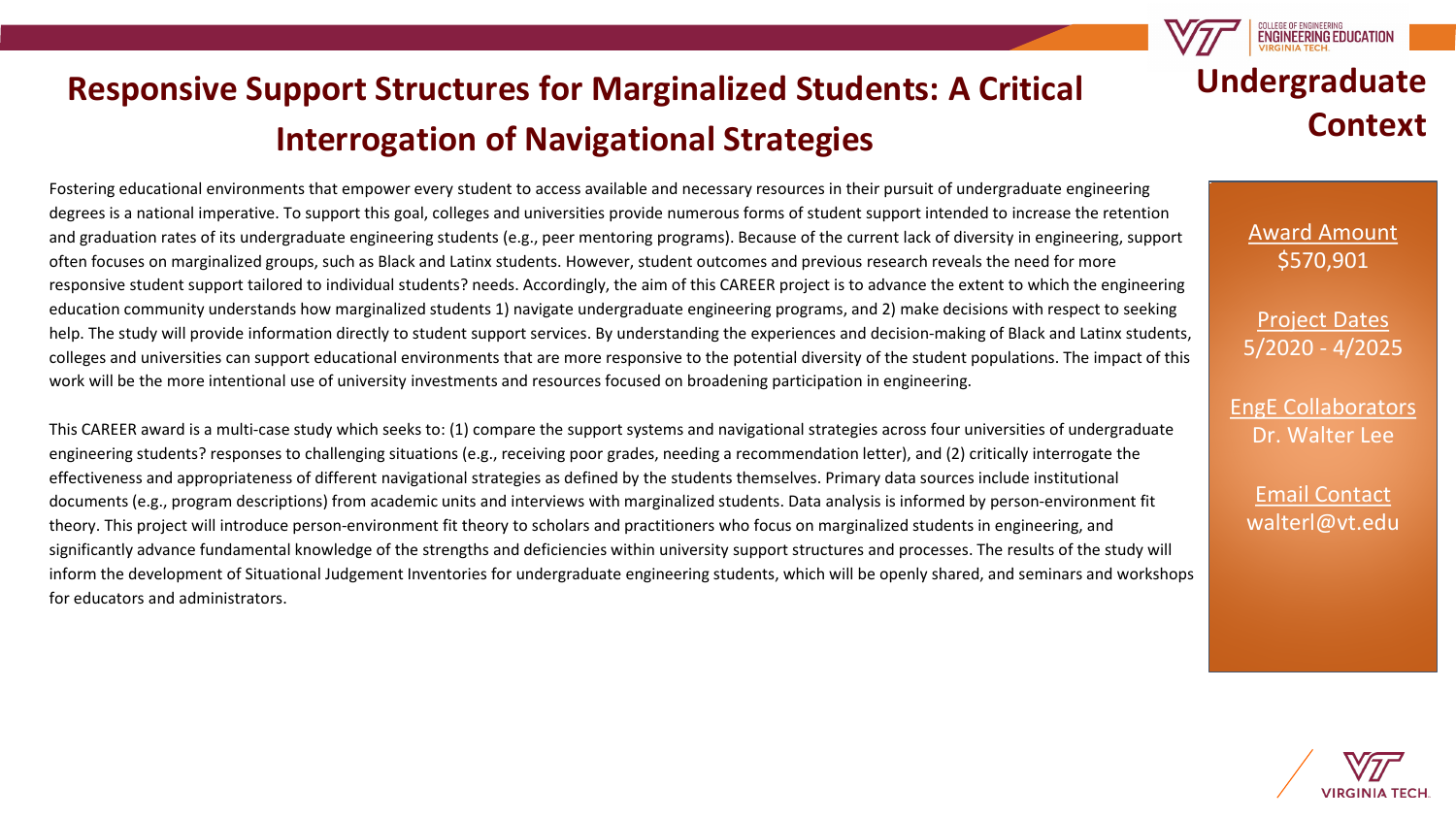# Responsive Support Structures for Marginalized Students: A Critical Interrogation of Navigational Strategies

## Undergraduate Context

Fostering educational environments that empower every student to access available and necessary resources in their pursuit of undergraduate engineering degrees is a national imperative. To support this goal, colleges and universities provide numerous forms of student support intended to increase the retention and graduation rates of its undergraduate engineering students (e.g., peer mentoring programs). Because of the current lack of diversity in engineering, support often focuses on marginalized groups, such as Black and Latinx students. However, student outcomes and previous research reveals the need for more responsive student support tailored to individual students? needs. Accordingly, the aim of this CAREER project is to advance the extent to which the engineering education community understands how marginalized students 1) navigate undergraduate engineering programs, and 2) make decisions with respect to seeking help. The study will provide information directly to student support services. By understanding the experiences and decision-making of Black and Latinx students, colleges and universities can support educational environments that are more responsive to the potential diversity of the student populations. The impact of this work will be the more intentional use of university investments and resources focused on broadening participation in engineering.

This CAREER award is a multi-case study which seeks to: (1) compare the support systems and navigational strategies across four universities of undergraduate engineering students? responses to challenging situations (e.g., receiving poor grades, needing a recommendation letter), and (2) critically interrogate the effectiveness and appropriateness of different navigational strategies as defined by the students themselves. Primary data sources include institutional documents (e.g., program descriptions) from academic units and interviews with marginalized students. Data analysis is informed by person-environment fit theory. This project will introduce person-environment fit theory to scholars and practitioners who focus on marginalized students in engineering, and significantly advance fundamental knowledge of the strengths and deficiencies within university support structures and processes. The results of the study will inform the development of Situational Judgement Inventories for undergraduate engineering students, which will be openly shared, and seminars and workshops for educators and administrators.

Award Amount
$570,901

Project Dates
5/2020 - 4/2025

EngE Collaborators
Dr. Walter Lee

Email Contact
walterl@vt.edu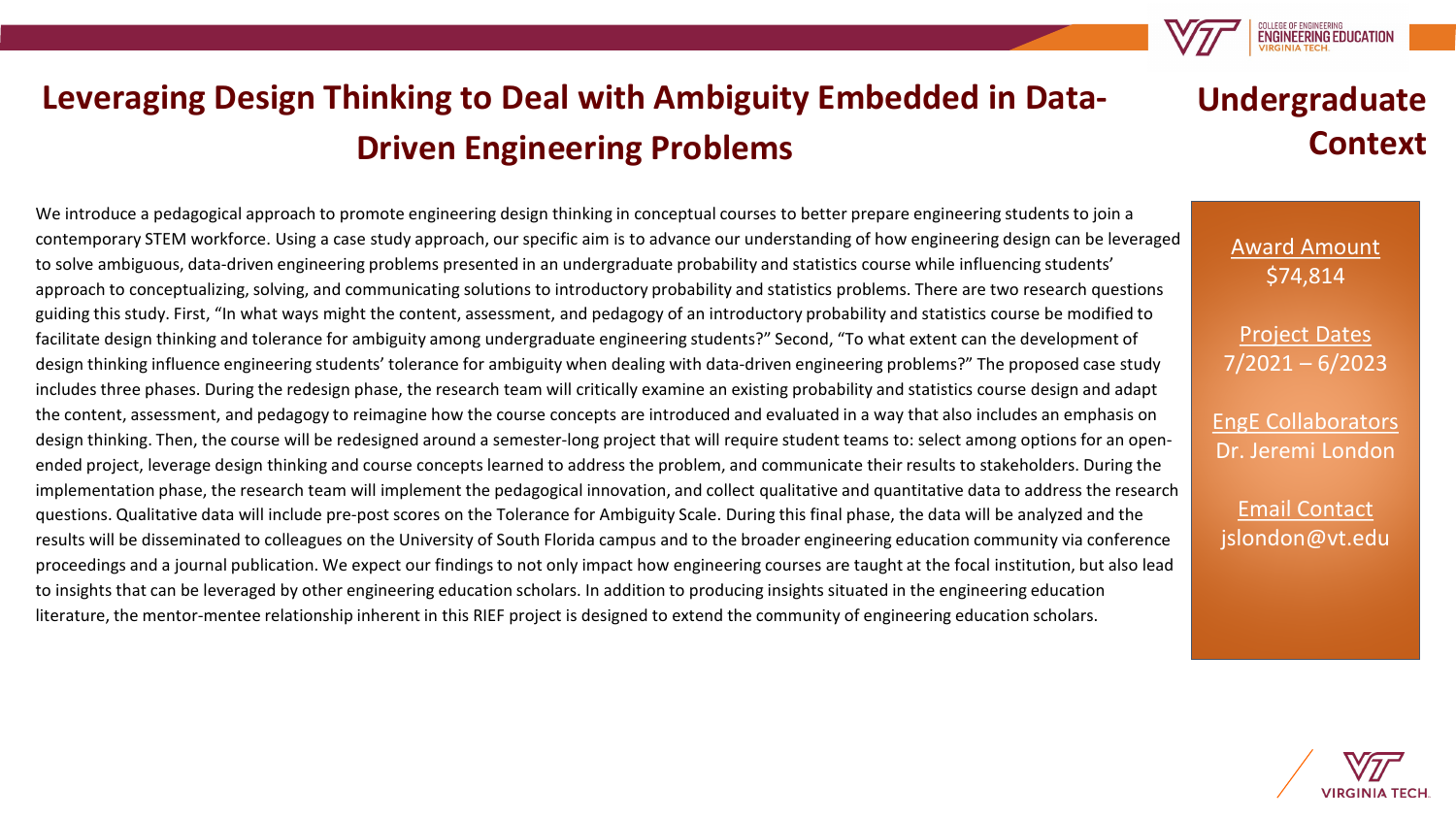# Leveraging Design Thinking to Deal with Ambiguity Embedded in Data-Driven Engineering Problems

## Undergraduate Context

We introduce a pedagogical approach to promote engineering design thinking in conceptual courses to better prepare engineering students to join a contemporary STEM workforce. Using a case study approach, our specific aim is to advance our understanding of how engineering design can be leveraged to solve ambiguous, data-driven engineering problems presented in an undergraduate probability and statistics course while influencing students' approach to conceptualizing, solving, and communicating solutions to introductory probability and statistics problems. There are two research questions guiding this study. First, "In what ways might the content, assessment, and pedagogy of an introductory probability and statistics course be modified to facilitate design thinking and tolerance for ambiguity among undergraduate engineering students?" Second, "To what extent can the development of design thinking influence engineering students' tolerance for ambiguity when dealing with data-driven engineering problems?" The proposed case study includes three phases. During the redesign phase, the research team will critically examine an existing probability and statistics course design and adapt the content, assessment, and pedagogy to reimagine how the course concepts are introduced and evaluated in a way that also includes an emphasis on design thinking. Then, the course will be redesigned around a semester-long project that will require student teams to: select among options for an open-ended project, leverage design thinking and course concepts learned to address the problem, and communicate their results to stakeholders. During the implementation phase, the research team will implement the pedagogical innovation, and collect qualitative and quantitative data to address the research questions. Qualitative data will include pre-post scores on the Tolerance for Ambiguity Scale. During this final phase, the data will be analyzed and the results will be disseminated to colleagues on the University of South Florida campus and to the broader engineering education community via conference proceedings and a journal publication. We expect our findings to not only impact how engineering courses are taught at the focal institution, but also lead to insights that can be leveraged by other engineering education scholars. In addition to producing insights situated in the engineering education literature, the mentor-mentee relationship inherent in this RIEF project is designed to extend the community of engineering education scholars.

**Award Amount**
$74,814

**Project Dates**
7/2021 – 6/2023

**EngE Collaborators**
Dr. Jeremi London

**Email Contact**
jslondon@vt.edu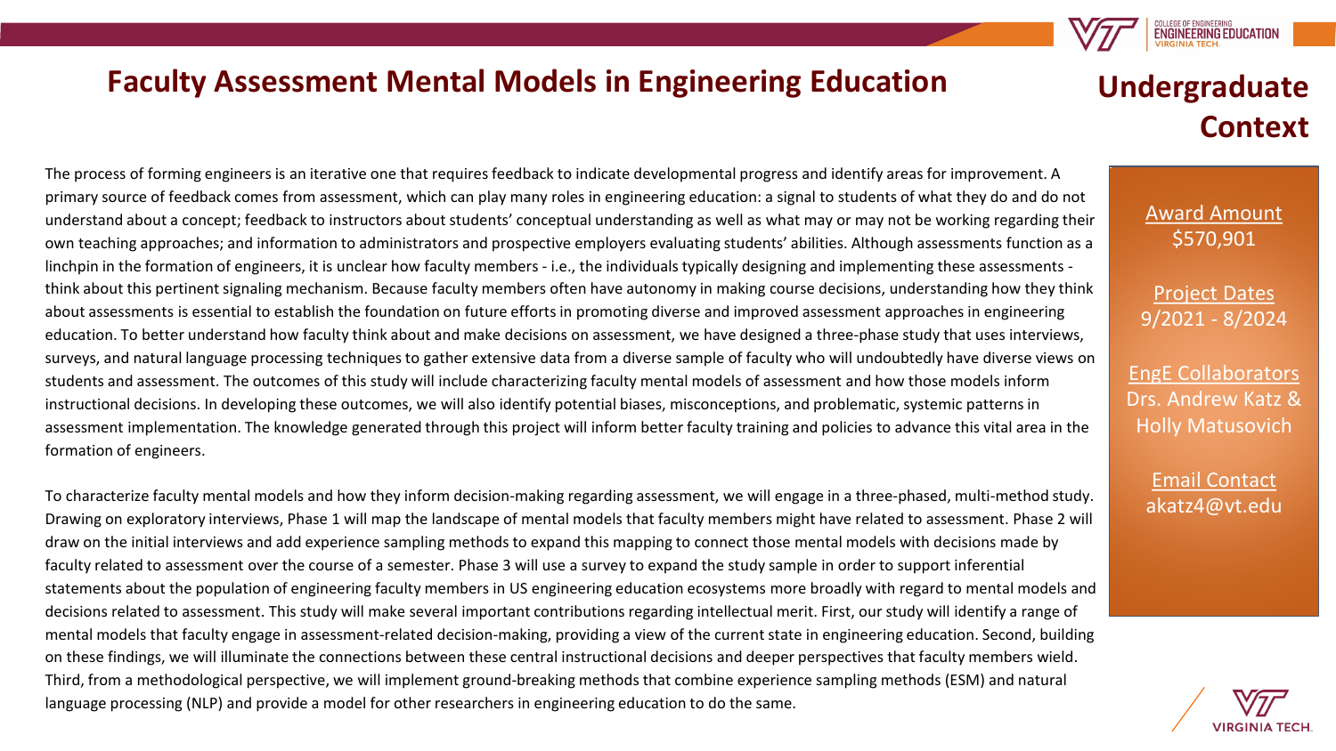# Faculty Assessment Mental Models in Engineering Education

## Undergraduate Context

The process of forming engineers is an iterative one that requires feedback to indicate developmental progress and identify areas for improvement. A primary source of feedback comes from assessment, which can play many roles in engineering education: a signal to students of what they do and do not understand about a concept; feedback to instructors about students' conceptual understanding as well as what may or may not be working regarding their own teaching approaches; and information to administrators and prospective employers evaluating students' abilities. Although assessments function as a linchpin in the formation of engineers, it is unclear how faculty members - i.e., the individuals typically designing and implementing these assessments - think about this pertinent signaling mechanism. Because faculty members often have autonomy in making course decisions, understanding how they think about assessments is essential to establish the foundation on future efforts in promoting diverse and improved assessment approaches in engineering education. To better understand how faculty think about and make decisions on assessment, we have designed a three-phase study that uses interviews, surveys, and natural language processing techniques to gather extensive data from a diverse sample of faculty who will undoubtedly have diverse views on students and assessment. The outcomes of this study will include characterizing faculty mental models of assessment and how those models inform instructional decisions. In developing these outcomes, we will also identify potential biases, misconceptions, and problematic, systemic patterns in assessment implementation. The knowledge generated through this project will inform better faculty training and policies to advance this vital area in the formation of engineers.

To characterize faculty mental models and how they inform decision-making regarding assessment, we will engage in a three-phased, multi-method study. Drawing on exploratory interviews, Phase 1 will map the landscape of mental models that faculty members might have related to assessment. Phase 2 will draw on the initial interviews and add experience sampling methods to expand this mapping to connect those mental models with decisions made by faculty related to assessment over the course of a semester. Phase 3 will use a survey to expand the study sample in order to support inferential statements about the population of engineering faculty members in US engineering education ecosystems more broadly with regard to mental models and decisions related to assessment. This study will make several important contributions regarding intellectual merit. First, our study will identify a range of mental models that faculty engage in assessment-related decision-making, providing a view of the current state in engineering education. Second, building on these findings, we will illuminate the connections between these central instructional decisions and deeper perspectives that faculty members wield. Third, from a methodological perspective, we will implement ground-breaking methods that combine experience sampling methods (ESM) and natural language processing (NLP) and provide a model for other researchers in engineering education to do the same.

**Award Amount**
$570,901

**Project Dates**
9/2021 - 8/2024

**EngE Collaborators**
Drs. Andrew Katz & Holly Matusovich

**Email Contact**
akatz4@vt.edu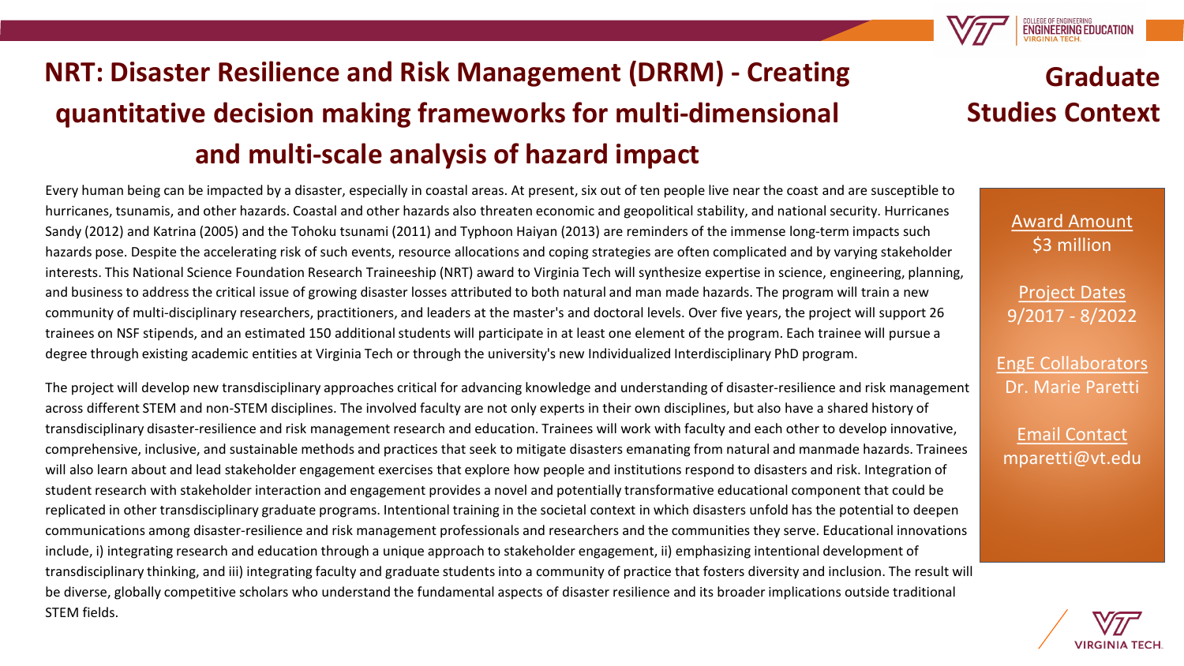# NRT: Disaster Resilience and Risk Management (DRRM) - Creating quantitative decision making frameworks for multi-dimensional and multi-scale analysis of hazard impact

## Graduate Studies Context

Every human being can be impacted by a disaster, especially in coastal areas. At present, six out of ten people live near the coast and are susceptible to hurricanes, tsunamis, and other hazards. Coastal and other hazards also threaten economic and geopolitical stability, and national security. Hurricanes Sandy (2012) and Katrina (2005) and the Tohoku tsunami (2011) and Typhoon Haiyan (2013) are reminders of the immense long-term impacts such hazards pose. Despite the accelerating risk of such events, resource allocations and coping strategies are often complicated and by varying stakeholder interests. This National Science Foundation Research Traineeship (NRT) award to Virginia Tech will synthesize expertise in science, engineering, planning, and business to address the critical issue of growing disaster losses attributed to both natural and man made hazards. The program will train a new community of multi-disciplinary researchers, practitioners, and leaders at the master's and doctoral levels. Over five years, the project will support 26 trainees on NSF stipends, and an estimated 150 additional students will participate in at least one element of the program. Each trainee will pursue a degree through existing academic entities at Virginia Tech or through the university's new Individualized Interdisciplinary PhD program.

The project will develop new transdisciplinary approaches critical for advancing knowledge and understanding of disaster-resilience and risk management across different STEM and non-STEM disciplines. The involved faculty are not only experts in their own disciplines, but also have a shared history of transdisciplinary disaster-resilience and risk management research and education. Trainees will work with faculty and each other to develop innovative, comprehensive, inclusive, and sustainable methods and practices that seek to mitigate disasters emanating from natural and manmade hazards. Trainees will also learn about and lead stakeholder engagement exercises that explore how people and institutions respond to disasters and risk. Integration of student research with stakeholder interaction and engagement provides a novel and potentially transformative educational component that could be replicated in other transdisciplinary graduate programs. Intentional training in the societal context in which disasters unfold has the potential to deepen communications among disaster-resilience and risk management professionals and researchers and the communities they serve. Educational innovations include, i) integrating research and education through a unique approach to stakeholder engagement, ii) emphasizing intentional development of transdisciplinary thinking, and iii) integrating faculty and graduate students into a community of practice that fosters diversity and inclusion. The result will be diverse, globally competitive scholars who understand the fundamental aspects of disaster resilience and its broader implications outside traditional STEM fields.

Award Amount
$3 million

Project Dates
9/2017 - 8/2022

EngE Collaborators
Dr. Marie Paretti

Email Contact
mparetti@vt.edu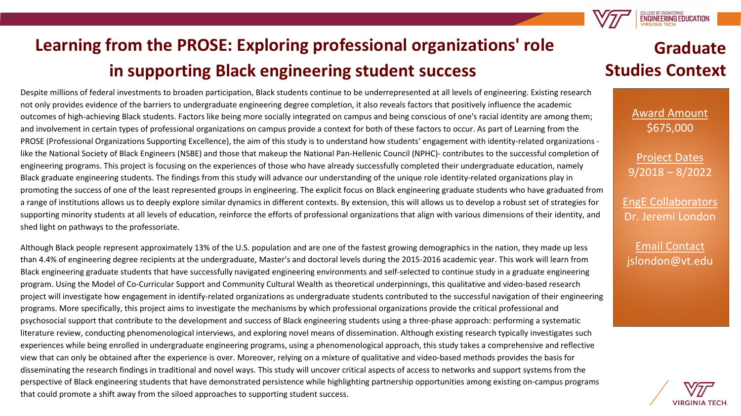# Learning from the PROSE: Exploring professional organizations' role in supporting Black engineering student success

## Graduate Studies Context

Award Amount
$675,000

Project Dates
9/2018 – 8/2022

EngE Collaborators
Dr. Jeremi London

Email Contact
jslondon@vt.edu

Despite millions of federal investments to broaden participation, Black students continue to be underrepresented at all levels of engineering. Existing research not only provides evidence of the barriers to undergraduate engineering degree completion, it also reveals factors that positively influence the academic outcomes of high-achieving Black students. Factors like being more socially integrated on campus and being conscious of one's racial identity are among them; and involvement in certain types of professional organizations on campus provide a context for both of these factors to occur. As part of Learning from the PROSE (Professional Organizations Supporting Excellence), the aim of this study is to understand how students' engagement with identity-related organizations - like the National Society of Black Engineers (NSBE) and those that makeup the National Pan-Hellenic Council (NPHC)- contributes to the successful completion of engineering programs. This project is focusing on the experiences of those who have already successfully completed their undergraduate education, namely Black graduate engineering students. The findings from this study will advance our understanding of the unique role identity-related organizations play in promoting the success of one of the least represented groups in engineering. The explicit focus on Black engineering graduate students who have graduated from a range of institutions allows us to deeply explore similar dynamics in different contexts. By extension, this will allows us to develop a robust set of strategies for supporting minority students at all levels of education, reinforce the efforts of professional organizations that align with various dimensions of their identity, and shed light on pathways to the professoriate.

Although Black people represent approximately 13% of the U.S. population and are one of the fastest growing demographics in the nation, they made up less than 4.4% of engineering degree recipients at the undergraduate, Master's and doctoral levels during the 2015-2016 academic year. This work will learn from Black engineering graduate students that have successfully navigated engineering environments and self-selected to continue study in a graduate engineering program. Using the Model of Co-Curricular Support and Community Cultural Wealth as theoretical underpinnings, this qualitative and video-based research project will investigate how engagement in identify-related organizations as undergraduate students contributed to the successful navigation of their engineering programs. More specifically, this project aims to investigate the mechanisms by which professional organizations provide the critical professional and psychosocial support that contribute to the development and success of Black engineering students using a three-phase approach: performing a systematic literature review, conducting phenomenological interviews, and exploring novel means of dissemination. Although existing research typically investigates such experiences while being enrolled in undergraduate engineering programs, using a phenomenological approach, this study takes a comprehensive and reflective view that can only be obtained after the experience is over. Moreover, relying on a mixture of qualitative and video-based methods provides the basis for disseminating the research findings in traditional and novel ways. This study will uncover critical aspects of access to networks and support systems from the perspective of Black engineering students that have demonstrated persistence while highlighting partnership opportunities among existing on-campus programs that could promote a shift away from the siloed approaches to supporting student success.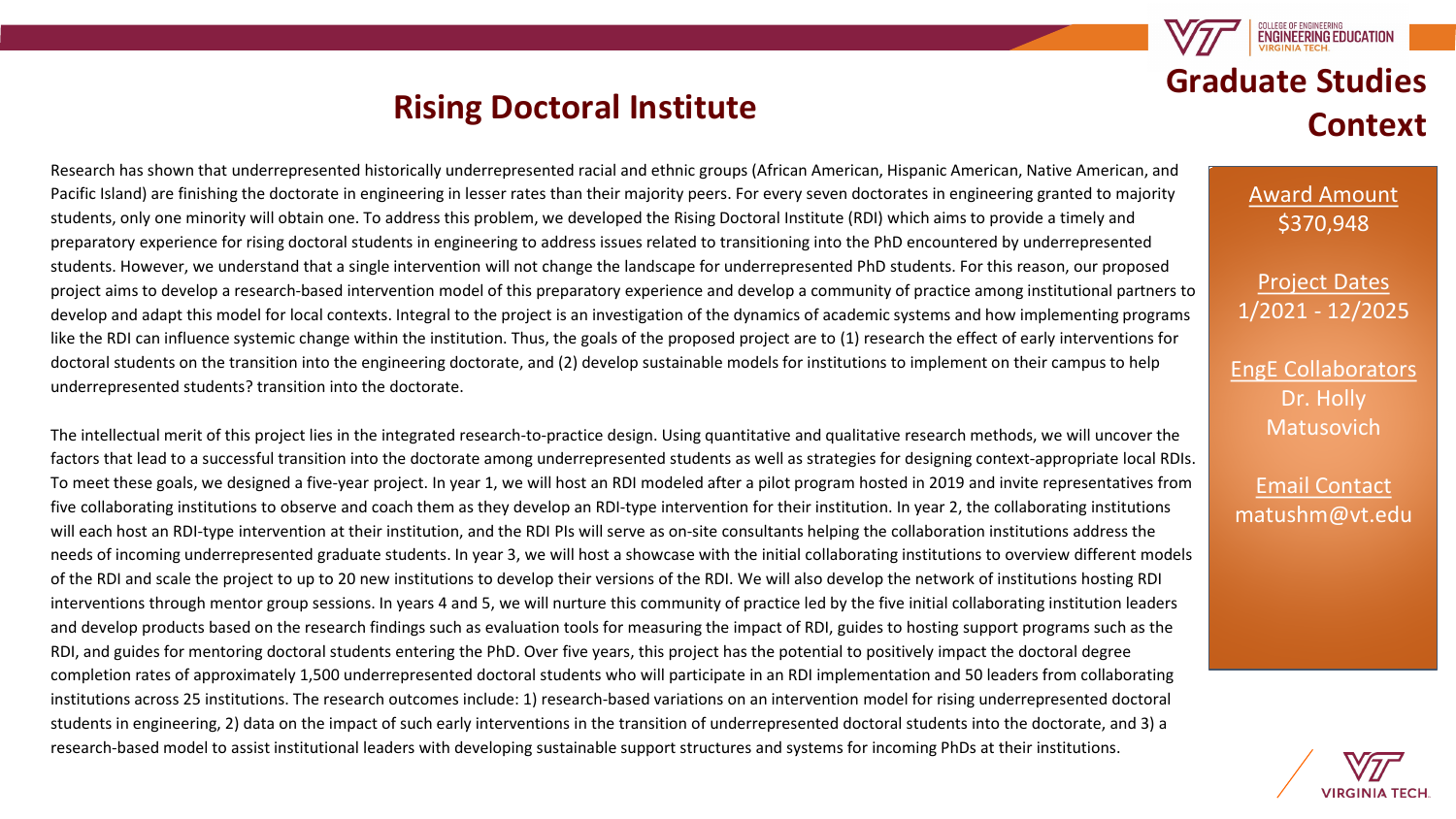# Graduate Studies Context

## Rising Doctoral Institute

Research has shown that underrepresented historically underrepresented racial and ethnic groups (African American, Hispanic American, Native American, and Pacific Island) are finishing the doctorate in engineering in lesser rates than their majority peers. For every seven doctorates in engineering granted to majority students, only one minority will obtain one. To address this problem, we developed the Rising Doctoral Institute (RDI) which aims to provide a timely and preparatory experience for rising doctoral students in engineering to address issues related to transitioning into the PhD encountered by underrepresented students. However, we understand that a single intervention will not change the landscape for underrepresented PhD students. For this reason, our proposed project aims to develop a research-based intervention model of this preparatory experience and develop a community of practice among institutional partners to develop and adapt this model for local contexts. Integral to the project is an investigation of the dynamics of academic systems and how implementing programs like the RDI can influence systemic change within the institution. Thus, the goals of the proposed project are to (1) research the effect of early interventions for doctoral students on the transition into the engineering doctorate, and (2) develop sustainable models for institutions to implement on their campus to help underrepresented students? transition into the doctorate.

The intellectual merit of this project lies in the integrated research-to-practice design. Using quantitative and qualitative research methods, we will uncover the factors that lead to a successful transition into the doctorate among underrepresented students as well as strategies for designing context-appropriate local RDIs. To meet these goals, we designed a five-year project. In year 1, we will host an RDI modeled after a pilot program hosted in 2019 and invite representatives from five collaborating institutions to observe and coach them as they develop an RDI-type intervention for their institution. In year 2, the collaborating institutions will each host an RDI-type intervention at their institution, and the RDI PIs will serve as on-site consultants helping the collaboration institutions address the needs of incoming underrepresented graduate students. In year 3, we will host a showcase with the initial collaborating institutions to overview different models of the RDI and scale the project to up to 20 new institutions to develop their versions of the RDI. We will also develop the network of institutions hosting RDI interventions through mentor group sessions. In years 4 and 5, we will nurture this community of practice led by the five initial collaborating institution leaders and develop products based on the research findings such as evaluation tools for measuring the impact of RDI, guides to hosting support programs such as the RDI, and guides for mentoring doctoral students entering the PhD. Over five years, this project has the potential to positively impact the doctoral degree completion rates of approximately 1,500 underrepresented doctoral students who will participate in an RDI implementation and 50 leaders from collaborating institutions across 25 institutions. The research outcomes include: 1) research-based variations on an intervention model for rising underrepresented doctoral students in engineering, 2) data on the impact of such early interventions in the transition of underrepresented doctoral students into the doctorate, and 3) a research-based model to assist institutional leaders with developing sustainable support structures and systems for incoming PhDs at their institutions.

Award Amount
$370,948

Project Dates
1/2021 - 12/2025

EngE Collaborators
Dr. Holly Matusovich

Email Contact
matushm@vt.edu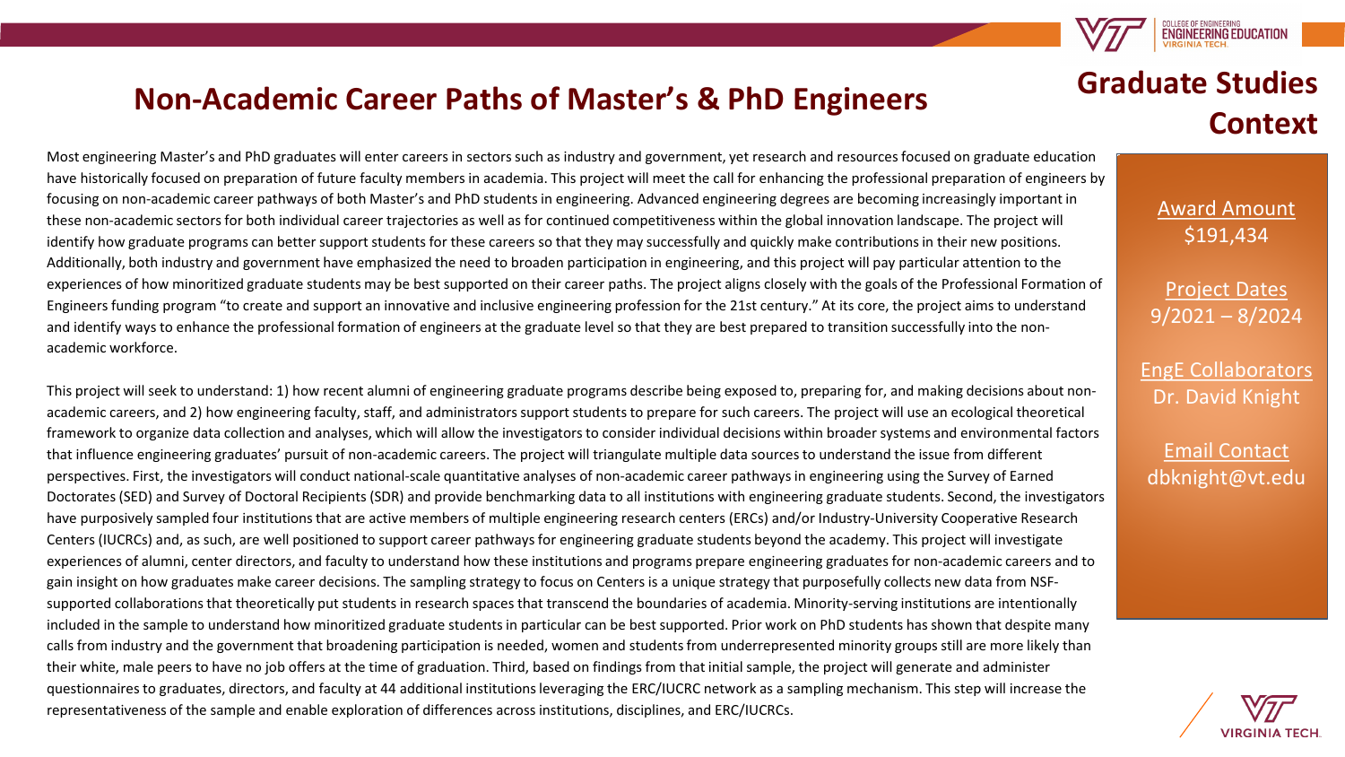# Non-Academic Career Paths of Master's & PhD Engineers

## Graduate Studies Context

Most engineering Master's and PhD graduates will enter careers in sectors such as industry and government, yet research and resources focused on graduate education have historically focused on preparation of future faculty members in academia. This project will meet the call for enhancing the professional preparation of engineers by focusing on non-academic career pathways of both Master's and PhD students in engineering. Advanced engineering degrees are becoming increasingly important in these non-academic sectors for both individual career trajectories as well as for continued competitiveness within the global innovation landscape. The project will identify how graduate programs can better support students for these careers so that they may successfully and quickly make contributions in their new positions. Additionally, both industry and government have emphasized the need to broaden participation in engineering, and this project will pay particular attention to the experiences of how minoritized graduate students may be best supported on their career paths. The project aligns closely with the goals of the Professional Formation of Engineers funding program "to create and support an innovative and inclusive engineering profession for the 21st century." At its core, the project aims to understand and identify ways to enhance the professional formation of engineers at the graduate level so that they are best prepared to transition successfully into the non-academic workforce.

This project will seek to understand: 1) how recent alumni of engineering graduate programs describe being exposed to, preparing for, and making decisions about non-academic careers, and 2) how engineering faculty, staff, and administrators support students to prepare for such careers. The project will use an ecological theoretical framework to organize data collection and analyses, which will allow the investigators to consider individual decisions within broader systems and environmental factors that influence engineering graduates' pursuit of non-academic careers. The project will triangulate multiple data sources to understand the issue from different perspectives. First, the investigators will conduct national-scale quantitative analyses of non-academic career pathways in engineering using the Survey of Earned Doctorates (SED) and Survey of Doctoral Recipients (SDR) and provide benchmarking data to all institutions with engineering graduate students. Second, the investigators have purposively sampled four institutions that are active members of multiple engineering research centers (ERCs) and/or Industry-University Cooperative Research Centers (IUCRCs) and, as such, are well positioned to support career pathways for engineering graduate students beyond the academy. This project will investigate experiences of alumni, center directors, and faculty to understand how these institutions and programs prepare engineering graduates for non-academic careers and to gain insight on how graduates make career decisions. The sampling strategy to focus on Centers is a unique strategy that purposefully collects new data from NSF-supported collaborations that theoretically put students in research spaces that transcend the boundaries of academia. Minority-serving institutions are intentionally included in the sample to understand how minoritized graduate students in particular can be best supported. Prior work on PhD students has shown that despite many calls from industry and the government that broadening participation is needed, women and students from underrepresented minority groups still are more likely than their white, male peers to have no job offers at the time of graduation. Third, based on findings from that initial sample, the project will generate and administer questionnaires to graduates, directors, and faculty at 44 additional institutions leveraging the ERC/IUCRC network as a sampling mechanism. This step will increase the representativeness of the sample and enable exploration of differences across institutions, disciplines, and ERC/IUCRCs.

Award Amount
$191,434

Project Dates
9/2021 – 8/2024

EngE Collaborators
Dr. David Knight

Email Contact
dbknight@vt.edu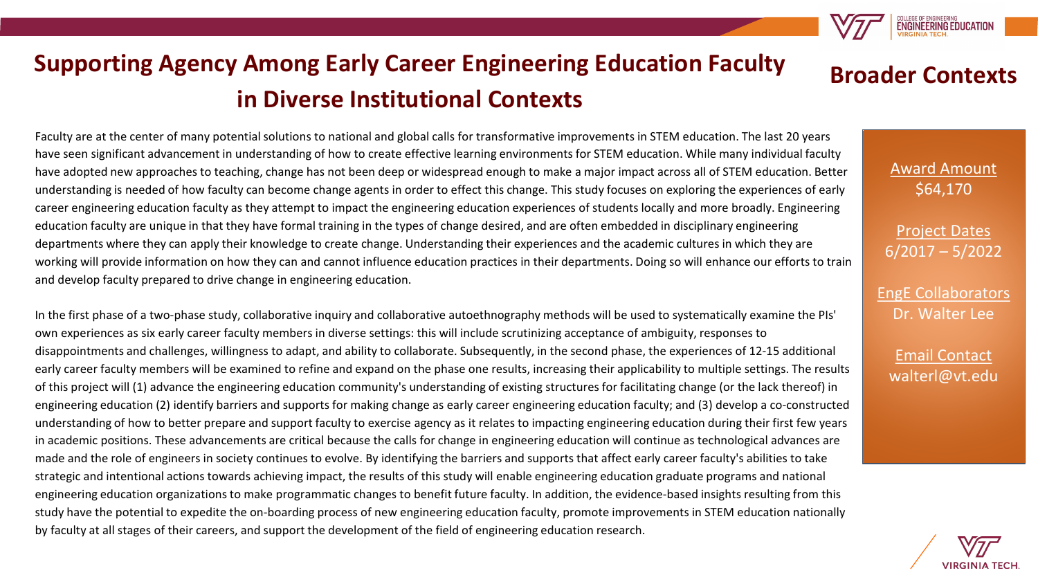# Supporting Agency Among Early Career Engineering Education Faculty in Diverse Institutional Contexts

## Broader Contexts

Faculty are at the center of many potential solutions to national and global calls for transformative improvements in STEM education. The last 20 years have seen significant advancement in understanding of how to create effective learning environments for STEM education. While many individual faculty have adopted new approaches to teaching, change has not been deep or widespread enough to make a major impact across all of STEM education. Better understanding is needed of how faculty can become change agents in order to effect this change. This study focuses on exploring the experiences of early career engineering education faculty as they attempt to impact the engineering education experiences of students locally and more broadly. Engineering education faculty are unique in that they have formal training in the types of change desired, and are often embedded in disciplinary engineering departments where they can apply their knowledge to create change. Understanding their experiences and the academic cultures in which they are working will provide information on how they can and cannot influence education practices in their departments. Doing so will enhance our efforts to train and develop faculty prepared to drive change in engineering education.

In the first phase of a two-phase study, collaborative inquiry and collaborative autoethnography methods will be used to systematically examine the PIs' own experiences as six early career faculty members in diverse settings: this will include scrutinizing acceptance of ambiguity, responses to disappointments and challenges, willingness to adapt, and ability to collaborate. Subsequently, in the second phase, the experiences of 12-15 additional early career faculty members will be examined to refine and expand on the phase one results, increasing their applicability to multiple settings. The results of this project will (1) advance the engineering education community's understanding of existing structures for facilitating change (or the lack thereof) in engineering education (2) identify barriers and supports for making change as early career engineering education faculty; and (3) develop a co-constructed understanding of how to better prepare and support faculty to exercise agency as it relates to impacting engineering education during their first few years in academic positions. These advancements are critical because the calls for change in engineering education will continue as technological advances are made and the role of engineers in society continues to evolve. By identifying the barriers and supports that affect early career faculty's abilities to take strategic and intentional actions towards achieving impact, the results of this study will enable engineering education graduate programs and national engineering education organizations to make programmatic changes to benefit future faculty. In addition, the evidence-based insights resulting from this study have the potential to expedite the on-boarding process of new engineering education faculty, promote improvements in STEM education nationally by faculty at all stages of their careers, and support the development of the field of engineering education research.

Award Amount
$64,170

Project Dates
6/2017 – 5/2022

EngE Collaborators
Dr. Walter Lee

Email Contact
walterl@vt.edu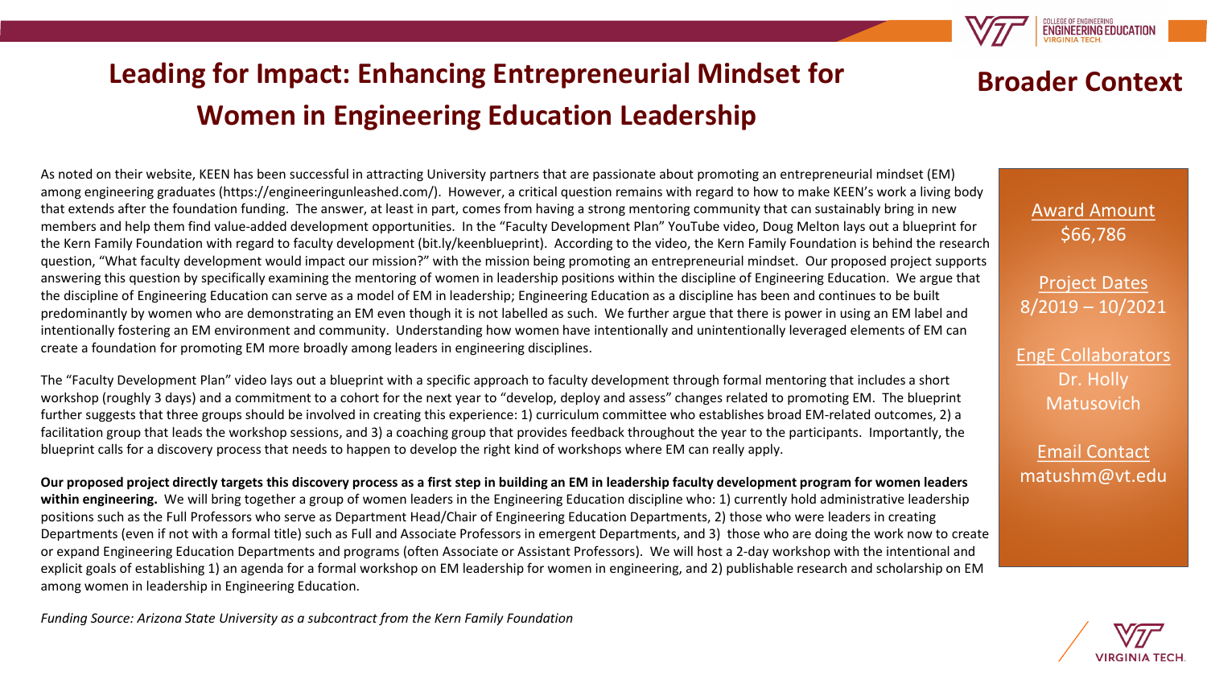# Leading for Impact: Enhancing Entrepreneurial Mindset for Women in Engineering Education Leadership

## Broader Context

As noted on their website, KEEN has been successful in attracting University partners that are passionate about promoting an entrepreneurial mindset (EM) among engineering graduates (https://engineeringunleashed.com/). However, a critical question remains with regard to how to make KEEN's work a living body that extends after the foundation funding. The answer, at least in part, comes from having a strong mentoring community that can sustainably bring in new members and help them find value-added development opportunities. In the "Faculty Development Plan" YouTube video, Doug Melton lays out a blueprint for the Kern Family Foundation with regard to faculty development (bit.ly/keenblueprint). According to the video, the Kern Family Foundation is behind the research question, "What faculty development would impact our mission?" with the mission being promoting an entrepreneurial mindset. Our proposed project supports answering this question by specifically examining the mentoring of women in leadership positions within the discipline of Engineering Education. We argue that the discipline of Engineering Education can serve as a model of EM in leadership; Engineering Education as a discipline has been and continues to be built predominantly by women who are demonstrating an EM even though it is not labelled as such. We further argue that there is power in using an EM label and intentionally fostering an EM environment and community. Understanding how women have intentionally and unintentionally leveraged elements of EM can create a foundation for promoting EM more broadly among leaders in engineering disciplines.

The "Faculty Development Plan" video lays out a blueprint with a specific approach to faculty development through formal mentoring that includes a short workshop (roughly 3 days) and a commitment to a cohort for the next year to "develop, deploy and assess" changes related to promoting EM. The blueprint further suggests that three groups should be involved in creating this experience: 1) curriculum committee who establishes broad EM-related outcomes, 2) a facilitation group that leads the workshop sessions, and 3) a coaching group that provides feedback throughout the year to the participants. Importantly, the blueprint calls for a discovery process that needs to happen to develop the right kind of workshops where EM can really apply.

**Our proposed project directly targets this discovery process as a first step in building an EM in leadership faculty development program for women leaders within engineering.** We will bring together a group of women leaders in the Engineering Education discipline who: 1) currently hold administrative leadership positions such as the Full Professors who serve as Department Head/Chair of Engineering Education Departments, 2) those who were leaders in creating Departments (even if not with a formal title) such as Full and Associate Professors in emergent Departments, and 3) those who are doing the work now to create or expand Engineering Education Departments and programs (often Associate or Assistant Professors). We will host a 2-day workshop with the intentional and explicit goals of establishing 1) an agenda for a formal workshop on EM leadership for women in engineering, and 2) publishable research and scholarship on EM among women in leadership in Engineering Education.

*Funding Source: Arizona State University as a subcontract from the Kern Family Foundation*

**Award Amount**
$66,786

**Project Dates**
8/2019 – 10/2021

**EngE Collaborators**
Dr. Holly Matusovich

**Email Contact**
matushm@vt.edu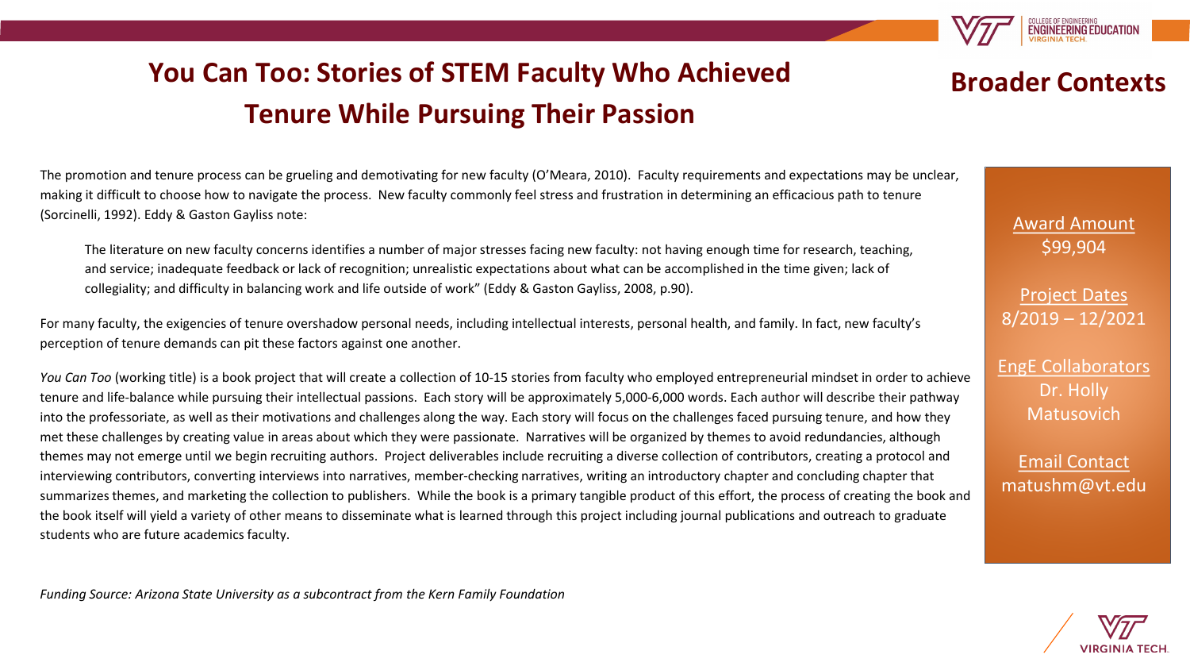# You Can Too: Stories of STEM Faculty Who Achieved Tenure While Pursuing Their Passion

## Broader Contexts

The promotion and tenure process can be grueling and demotivating for new faculty (O'Meara, 2010). Faculty requirements and expectations may be unclear, making it difficult to choose how to navigate the process. New faculty commonly feel stress and frustration in determining an efficacious path to tenure (Sorcinelli, 1992). Eddy & Gaston Gayliss note:

> The literature on new faculty concerns identifies a number of major stresses facing new faculty: not having enough time for research, teaching, and service; inadequate feedback or lack of recognition; unrealistic expectations about what can be accomplished in the time given; lack of collegiality; and difficulty in balancing work and life outside of work" (Eddy & Gaston Gayliss, 2008, p.90).

For many faculty, the exigencies of tenure overshadow personal needs, including intellectual interests, personal health, and family. In fact, new faculty's perception of tenure demands can pit these factors against one another.

*You Can Too* (working title) is a book project that will create a collection of 10-15 stories from faculty who employed entrepreneurial mindset in order to achieve tenure and life-balance while pursuing their intellectual passions. Each story will be approximately 5,000-6,000 words. Each author will describe their pathway into the professoriate, as well as their motivations and challenges along the way. Each story will focus on the challenges faced pursuing tenure, and how they met these challenges by creating value in areas about which they were passionate. Narratives will be organized by themes to avoid redundancies, although themes may not emerge until we begin recruiting authors. Project deliverables include recruiting a diverse collection of contributors, creating a protocol and interviewing contributors, converting interviews into narratives, member-checking narratives, writing an introductory chapter and concluding chapter that summarizes themes, and marketing the collection to publishers. While the book is a primary tangible product of this effort, the process of creating the book and the book itself will yield a variety of other means to disseminate what is learned through this project including journal publications and outreach to graduate students who are future academics faculty.

*Funding Source: Arizona State University as a subcontract from the Kern Family Foundation*

Award Amount
$99,904

Project Dates
8/2019 – 12/2021

EngE Collaborators
Dr. Holly Matusovich

Email Contact
matushm@vt.edu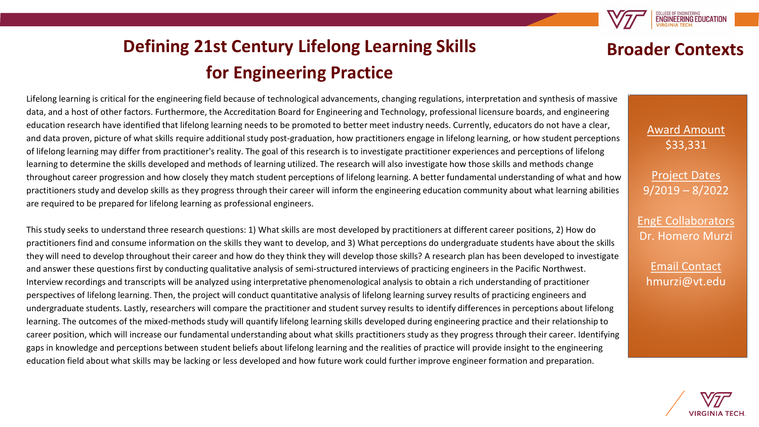# Defining 21st Century Lifelong Learning Skills for Engineering Practice

## Broader Contexts

Lifelong learning is critical for the engineering field because of technological advancements, changing regulations, interpretation and synthesis of massive data, and a host of other factors. Furthermore, the Accreditation Board for Engineering and Technology, professional licensure boards, and engineering education research have identified that lifelong learning needs to be promoted to better meet industry needs. Currently, educators do not have a clear, and data proven, picture of what skills require additional study post-graduation, how practitioners engage in lifelong learning, or how student perceptions of lifelong learning may differ from practitioner's reality. The goal of this research is to investigate practitioner experiences and perceptions of lifelong learning to determine the skills developed and methods of learning utilized. The research will also investigate how those skills and methods change throughout career progression and how closely they match student perceptions of lifelong learning. A better fundamental understanding of what and how practitioners study and develop skills as they progress through their career will inform the engineering education community about what learning abilities are required to be prepared for lifelong learning as professional engineers.

This study seeks to understand three research questions: 1) What skills are most developed by practitioners at different career positions, 2) How do practitioners find and consume information on the skills they want to develop, and 3) What perceptions do undergraduate students have about the skills they will need to develop throughout their career and how do they think they will develop those skills? A research plan has been developed to investigate and answer these questions first by conducting qualitative analysis of semi-structured interviews of practicing engineers in the Pacific Northwest. Interview recordings and transcripts will be analyzed using interpretative phenomenological analysis to obtain a rich understanding of practitioner perspectives of lifelong learning. Then, the project will conduct quantitative analysis of lifelong learning survey results of practicing engineers and undergraduate students. Lastly, researchers will compare the practitioner and student survey results to identify differences in perceptions about lifelong learning. The outcomes of the mixed-methods study will quantify lifelong learning skills developed during engineering practice and their relationship to career position, which will increase our fundamental understanding about what skills practitioners study as they progress through their career. Identifying gaps in knowledge and perceptions between student beliefs about lifelong learning and the realities of practice will provide insight to the engineering education field about what skills may be lacking or less developed and how future work could further improve engineer formation and preparation.

Award Amount
$33,331

Project Dates
9/2019 – 8/2022

EngE Collaborators
Dr. Homero Murzi

Email Contact
hmurzi@vt.edu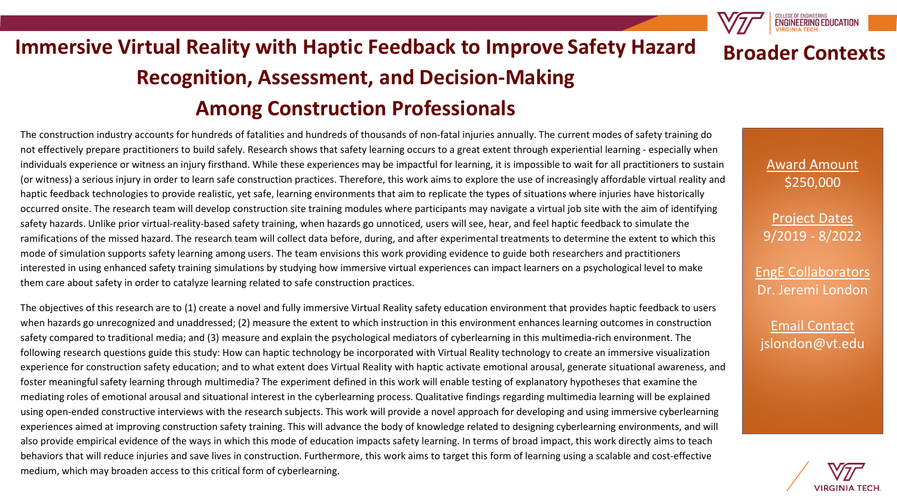# Immersive Virtual Reality with Haptic Feedback to Improve Safety Hazard Recognition, Assessment, and Decision-Making Among Construction Professionals

## Broader Contexts

The construction industry accounts for hundreds of fatalities and hundreds of thousands of non-fatal injuries annually. The current modes of safety training do not effectively prepare practitioners to build safely. Research shows that safety learning occurs to a great extent through experiential learning - especially when individuals experience or witness an injury firsthand. While these experiences may be impactful for learning, it is impossible to wait for all practitioners to sustain (or witness) a serious injury in order to learn safe construction practices. Therefore, this work aims to explore the use of increasingly affordable virtual reality and haptic feedback technologies to provide realistic, yet safe, learning environments that aim to replicate the types of situations where injuries have historically occurred onsite. The research team will develop construction site training modules where participants may navigate a virtual job site with the aim of identifying safety hazards. Unlike prior virtual-reality-based safety training, when hazards go unnoticed, users will see, hear, and feel haptic feedback to simulate the ramifications of the missed hazard. The research team will collect data before, during, and after experimental treatments to determine the extent to which this mode of simulation supports safety learning among users. The team envisions this work providing evidence to guide both researchers and practitioners interested in using enhanced safety training simulations by studying how immersive virtual experiences can impact learners on a psychological level to make them care about safety in order to catalyze learning related to safe construction practices.

The objectives of this research are to (1) create a novel and fully immersive Virtual Reality safety education environment that provides haptic feedback to users when hazards go unrecognized and unaddressed; (2) measure the extent to which instruction in this environment enhances learning outcomes in construction safety compared to traditional media; and (3) measure and explain the psychological mediators of cyberlearning in this multimedia-rich environment. The following research questions guide this study: How can haptic technology be incorporated with Virtual Reality technology to create an immersive visualization experience for construction safety education; and to what extent does Virtual Reality with haptic activate emotional arousal, generate situational awareness, and foster meaningful safety learning through multimedia? The experiment defined in this work will enable testing of explanatory hypotheses that examine the mediating roles of emotional arousal and situational interest in the cyberlearning process. Qualitative findings regarding multimedia learning will be explained using open-ended constructive interviews with the research subjects. This work will provide a novel approach for developing and using immersive cyberlearning experiences aimed at improving construction safety training. This will advance the body of knowledge related to designing cyberlearning environments, and will also provide empirical evidence of the ways in which this mode of education impacts safety learning. In terms of broad impact, this work directly aims to teach behaviors that will reduce injuries and save lives in construction. Furthermore, this work aims to target this form of learning using a scalable and cost-effective medium, which may broaden access to this critical form of cyberlearning.

**Award Amount**
$250,000

**Project Dates**
9/2019 - 8/2022

**EngE Collaborators**
Dr. Jeremi London

**Email Contact**
jslondon@vt.edu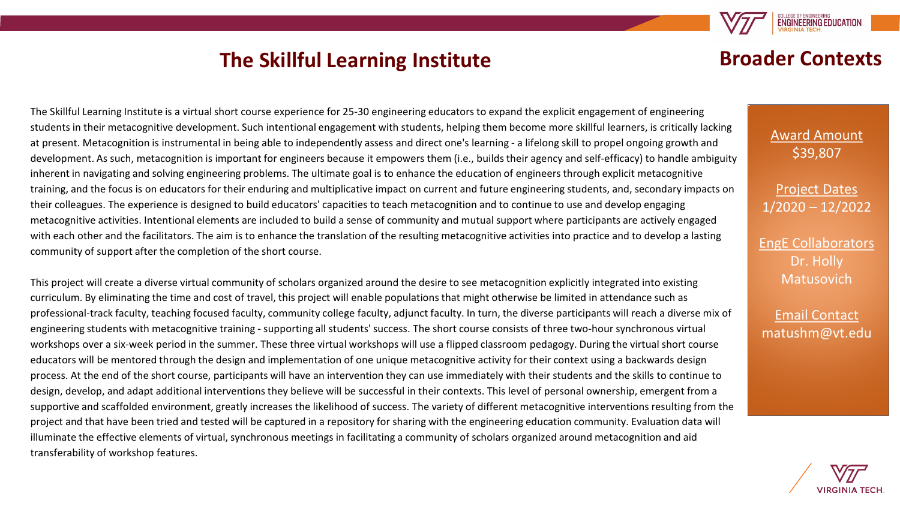# The Skillful Learning Institute

## Broader Contexts

The Skillful Learning Institute is a virtual short course experience for 25-30 engineering educators to expand the explicit engagement of engineering students in their metacognitive development. Such intentional engagement with students, helping them become more skillful learners, is critically lacking at present. Metacognition is instrumental in being able to independently assess and direct one's learning - a lifelong skill to propel ongoing growth and development. As such, metacognition is important for engineers because it empowers them (i.e., builds their agency and self-efficacy) to handle ambiguity inherent in navigating and solving engineering problems. The ultimate goal is to enhance the education of engineers through explicit metacognitive training, and the focus is on educators for their enduring and multiplicative impact on current and future engineering students, and, secondary impacts on their colleagues. The experience is designed to build educators' capacities to teach metacognition and to continue to use and develop engaging metacognitive activities. Intentional elements are included to build a sense of community and mutual support where participants are actively engaged with each other and the facilitators. The aim is to enhance the translation of the resulting metacognitive activities into practice and to develop a lasting community of support after the completion of the short course.

This project will create a diverse virtual community of scholars organized around the desire to see metacognition explicitly integrated into existing curriculum. By eliminating the time and cost of travel, this project will enable populations that might otherwise be limited in attendance such as professional-track faculty, teaching focused faculty, community college faculty, adjunct faculty. In turn, the diverse participants will reach a diverse mix of engineering students with metacognitive training - supporting all students' success. The short course consists of three two-hour synchronous virtual workshops over a six-week period in the summer. These three virtual workshops will use a flipped classroom pedagogy. During the virtual short course educators will be mentored through the design and implementation of one unique metacognitive activity for their context using a backwards design process. At the end of the short course, participants will have an intervention they can use immediately with their students and the skills to continue to design, develop, and adapt additional interventions they believe will be successful in their contexts. This level of personal ownership, emergent from a supportive and scaffolded environment, greatly increases the likelihood of success. The variety of different metacognitive interventions resulting from the project and that have been tried and tested will be captured in a repository for sharing with the engineering education community. Evaluation data will illuminate the effective elements of virtual, synchronous meetings in facilitating a community of scholars organized around metacognition and aid transferability of workshop features.

**Award Amount**
$39,807

**Project Dates**
1/2020 – 12/2022

**EngE Collaborators**
Dr. Holly Matusovich

**Email Contact**
matushm@vt.edu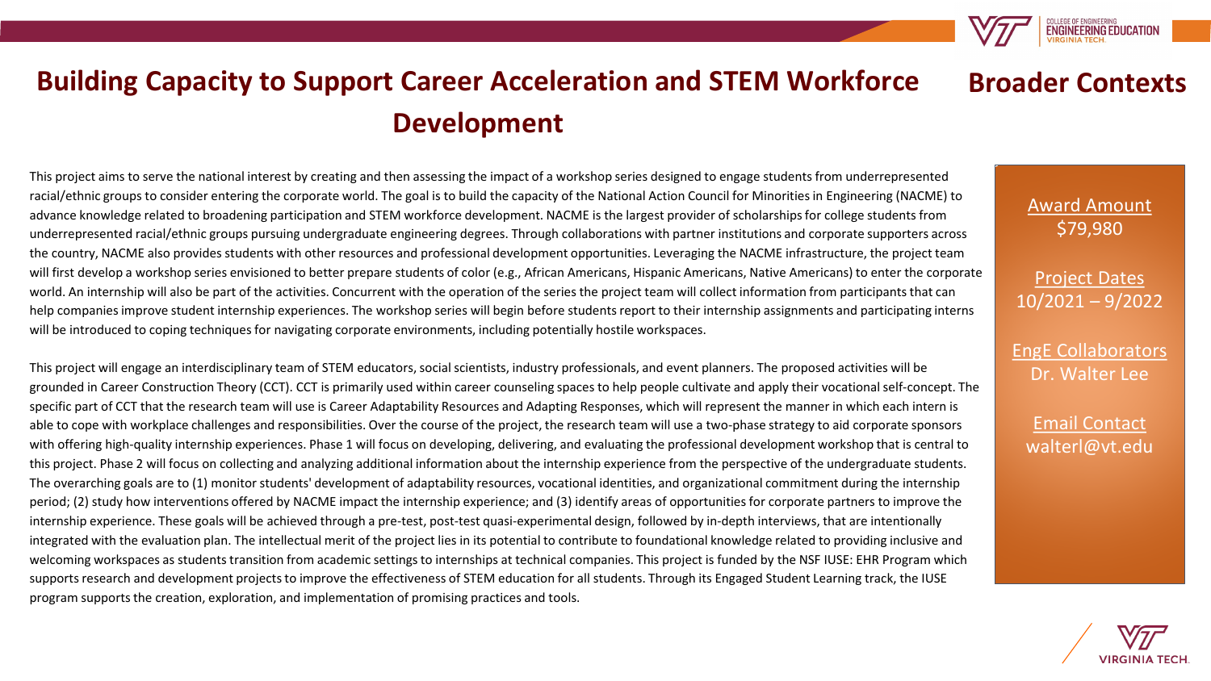# Building Capacity to Support Career Acceleration and STEM Workforce Development

## Broader Contexts

This project aims to serve the national interest by creating and then assessing the impact of a workshop series designed to engage students from underrepresented racial/ethnic groups to consider entering the corporate world. The goal is to build the capacity of the National Action Council for Minorities in Engineering (NACME) to advance knowledge related to broadening participation and STEM workforce development. NACME is the largest provider of scholarships for college students from underrepresented racial/ethnic groups pursuing undergraduate engineering degrees. Through collaborations with partner institutions and corporate supporters across the country, NACME also provides students with other resources and professional development opportunities. Leveraging the NACME infrastructure, the project team will first develop a workshop series envisioned to better prepare students of color (e.g., African Americans, Hispanic Americans, Native Americans) to enter the corporate world. An internship will also be part of the activities. Concurrent with the operation of the series the project team will collect information from participants that can help companies improve student internship experiences. The workshop series will begin before students report to their internship assignments and participating interns will be introduced to coping techniques for navigating corporate environments, including potentially hostile workspaces.

This project will engage an interdisciplinary team of STEM educators, social scientists, industry professionals, and event planners. The proposed activities will be grounded in Career Construction Theory (CCT). CCT is primarily used within career counseling spaces to help people cultivate and apply their vocational self-concept. The specific part of CCT that the research team will use is Career Adaptability Resources and Adapting Responses, which will represent the manner in which each intern is able to cope with workplace challenges and responsibilities. Over the course of the project, the research team will use a two-phase strategy to aid corporate sponsors with offering high-quality internship experiences. Phase 1 will focus on developing, delivering, and evaluating the professional development workshop that is central to this project. Phase 2 will focus on collecting and analyzing additional information about the internship experience from the perspective of the undergraduate students. The overarching goals are to (1) monitor students' development of adaptability resources, vocational identities, and organizational commitment during the internship period; (2) study how interventions offered by NACME impact the internship experience; and (3) identify areas of opportunities for corporate partners to improve the internship experience. These goals will be achieved through a pre-test, post-test quasi-experimental design, followed by in-depth interviews, that are intentionally integrated with the evaluation plan. The intellectual merit of the project lies in its potential to contribute to foundational knowledge related to providing inclusive and welcoming workspaces as students transition from academic settings to internships at technical companies. This project is funded by the NSF IUSE: EHR Program which supports research and development projects to improve the effectiveness of STEM education for all students. Through its Engaged Student Learning track, the IUSE program supports the creation, exploration, and implementation of promising practices and tools.

**Award Amount**
$79,980

**Project Dates**
10/2021 – 9/2022

**EngE Collaborators**
Dr. Walter Lee

**Email Contact**
walterl@vt.edu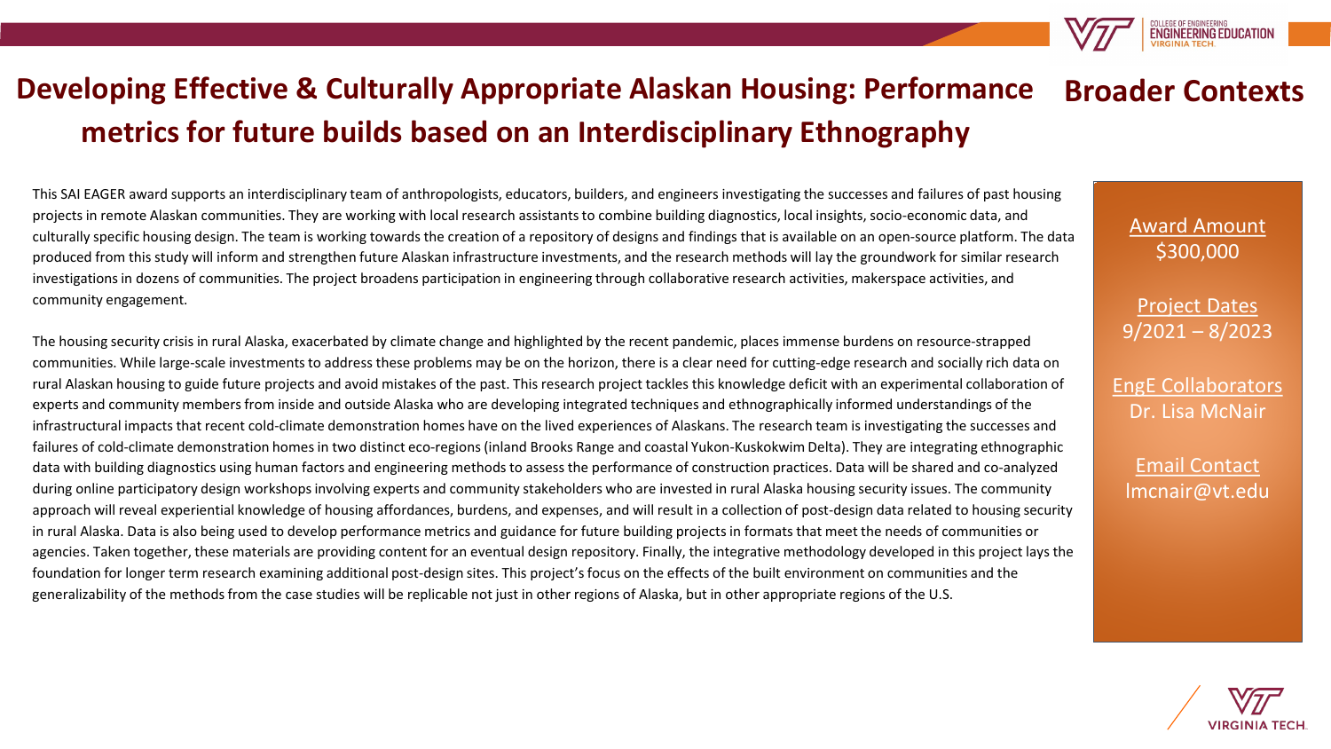# Developing Effective & Culturally Appropriate Alaskan Housing: Performance metrics for future builds based on an Interdisciplinary Ethnography

## Broader Contexts

This SAI EAGER award supports an interdisciplinary team of anthropologists, educators, builders, and engineers investigating the successes and failures of past housing projects in remote Alaskan communities. They are working with local research assistants to combine building diagnostics, local insights, socio-economic data, and culturally specific housing design. The team is working towards the creation of a repository of designs and findings that is available on an open-source platform. The data produced from this study will inform and strengthen future Alaskan infrastructure investments, and the research methods will lay the groundwork for similar research investigations in dozens of communities. The project broadens participation in engineering through collaborative research activities, makerspace activities, and community engagement.

The housing security crisis in rural Alaska, exacerbated by climate change and highlighted by the recent pandemic, places immense burdens on resource-strapped communities. While large-scale investments to address these problems may be on the horizon, there is a clear need for cutting-edge research and socially rich data on rural Alaskan housing to guide future projects and avoid mistakes of the past. This research project tackles this knowledge deficit with an experimental collaboration of experts and community members from inside and outside Alaska who are developing integrated techniques and ethnographically informed understandings of the infrastructural impacts that recent cold-climate demonstration homes have on the lived experiences of Alaskans. The research team is investigating the successes and failures of cold-climate demonstration homes in two distinct eco-regions (inland Brooks Range and coastal Yukon-Kuskokwim Delta). They are integrating ethnographic data with building diagnostics using human factors and engineering methods to assess the performance of construction practices. Data will be shared and co-analyzed during online participatory design workshops involving experts and community stakeholders who are invested in rural Alaska housing security issues. The community approach will reveal experiential knowledge of housing affordances, burdens, and expenses, and will result in a collection of post-design data related to housing security in rural Alaska. Data is also being used to develop performance metrics and guidance for future building projects in formats that meet the needs of communities or agencies. Taken together, these materials are providing content for an eventual design repository. Finally, the integrative methodology developed in this project lays the foundation for longer term research examining additional post-design sites. This project's focus on the effects of the built environment on communities and the generalizability of the methods from the case studies will be replicable not just in other regions of Alaska, but in other appropriate regions of the U.S.

**Award Amount**
$300,000

**Project Dates**
9/2021 – 8/2023

**EngE Collaborators**
Dr. Lisa McNair

**Email Contact**
lmcnair@vt.edu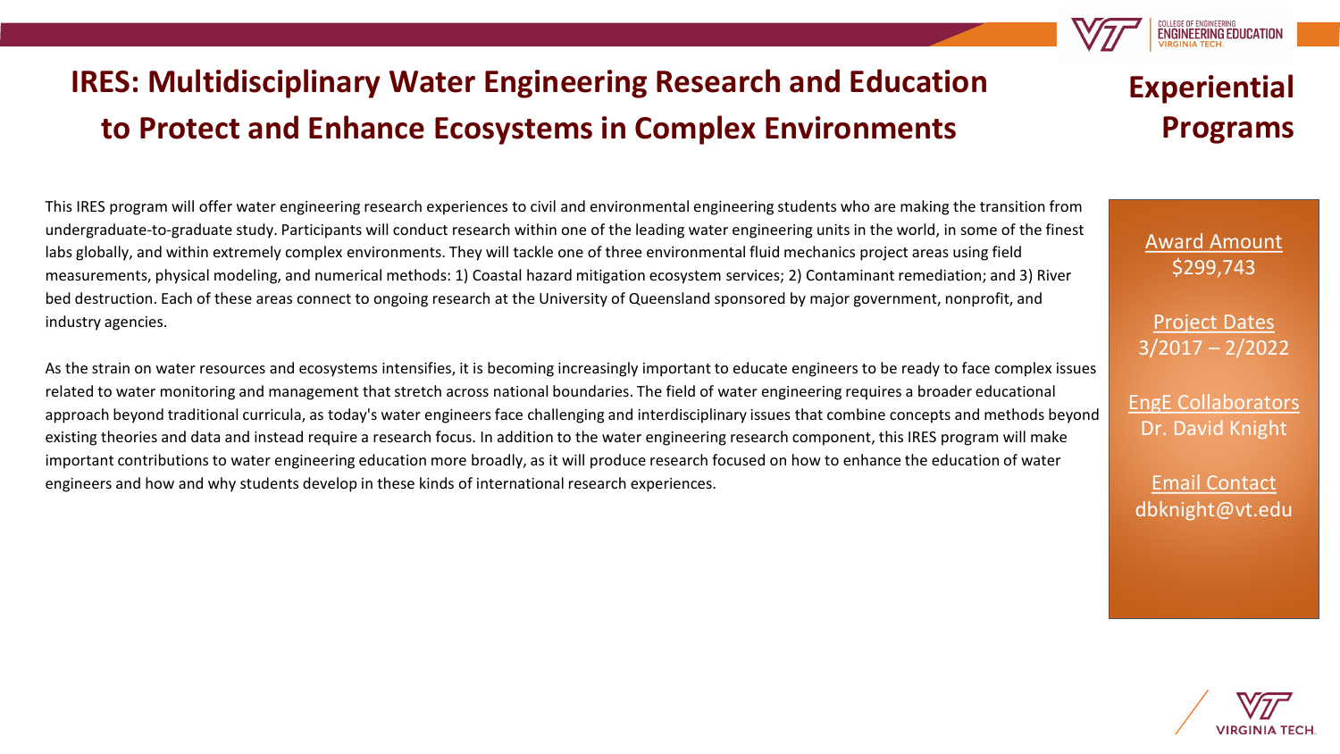# IRES: Multidisciplinary Water Engineering Research and Education to Protect and Enhance Ecosystems in Complex Environments

## Experiential Programs

This IRES program will offer water engineering research experiences to civil and environmental engineering students who are making the transition from undergraduate-to-graduate study. Participants will conduct research within one of the leading water engineering units in the world, in some of the finest labs globally, and within extremely complex environments. They will tackle one of three environmental fluid mechanics project areas using field measurements, physical modeling, and numerical methods: 1) Coastal hazard mitigation ecosystem services; 2) Contaminant remediation; and 3) River bed destruction. Each of these areas connect to ongoing research at the University of Queensland sponsored by major government, nonprofit, and industry agencies.

As the strain on water resources and ecosystems intensifies, it is becoming increasingly important to educate engineers to be ready to face complex issues related to water monitoring and management that stretch across national boundaries. The field of water engineering requires a broader educational approach beyond traditional curricula, as today's water engineers face challenging and interdisciplinary issues that combine concepts and methods beyond existing theories and data and instead require a research focus. In addition to the water engineering research component, this IRES program will make important contributions to water engineering education more broadly, as it will produce research focused on how to enhance the education of water engineers and how and why students develop in these kinds of international research experiences.

Award Amount
$299,743

Project Dates
3/2017 – 2/2022

EngE Collaborators
Dr. David Knight

Email Contact
dbknight@vt.edu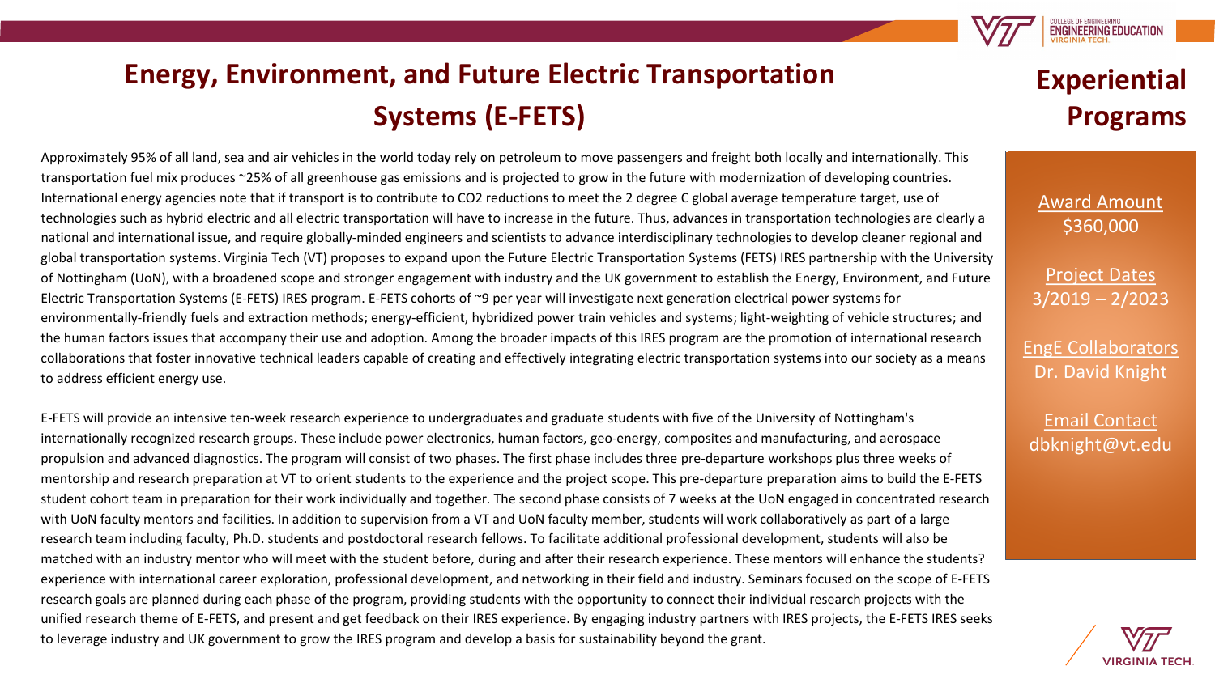# Energy, Environment, and Future Electric Transportation Systems (E-FETS)

## Experiential Programs

Approximately 95% of all land, sea and air vehicles in the world today rely on petroleum to move passengers and freight both locally and internationally. This transportation fuel mix produces ~25% of all greenhouse gas emissions and is projected to grow in the future with modernization of developing countries. International energy agencies note that if transport is to contribute to CO2 reductions to meet the 2 degree C global average temperature target, use of technologies such as hybrid electric and all electric transportation will have to increase in the future. Thus, advances in transportation technologies are clearly a national and international issue, and require globally-minded engineers and scientists to advance interdisciplinary technologies to develop cleaner regional and global transportation systems. Virginia Tech (VT) proposes to expand upon the Future Electric Transportation Systems (FETS) IRES partnership with the University of Nottingham (UoN), with a broadened scope and stronger engagement with industry and the UK government to establish the Energy, Environment, and Future Electric Transportation Systems (E-FETS) IRES program. E-FETS cohorts of ~9 per year will investigate next generation electrical power systems for environmentally-friendly fuels and extraction methods; energy-efficient, hybridized power train vehicles and systems; light-weighting of vehicle structures; and the human factors issues that accompany their use and adoption. Among the broader impacts of this IRES program are the promotion of international research collaborations that foster innovative technical leaders capable of creating and effectively integrating electric transportation systems into our society as a means to address efficient energy use.

E-FETS will provide an intensive ten-week research experience to undergraduates and graduate students with five of the University of Nottingham's internationally recognized research groups. These include power electronics, human factors, geo-energy, composites and manufacturing, and aerospace propulsion and advanced diagnostics. The program will consist of two phases. The first phase includes three pre-departure workshops plus three weeks of mentorship and research preparation at VT to orient students to the experience and the project scope. This pre-departure preparation aims to build the E-FETS student cohort team in preparation for their work individually and together. The second phase consists of 7 weeks at the UoN engaged in concentrated research with UoN faculty mentors and facilities. In addition to supervision from a VT and UoN faculty member, students will work collaboratively as part of a large research team including faculty, Ph.D. students and postdoctoral research fellows. To facilitate additional professional development, students will also be matched with an industry mentor who will meet with the student before, during and after their research experience. These mentors will enhance the students? experience with international career exploration, professional development, and networking in their field and industry. Seminars focused on the scope of E-FETS research goals are planned during each phase of the program, providing students with the opportunity to connect their individual research projects with the unified research theme of E-FETS, and present and get feedback on their IRES experience. By engaging industry partners with IRES projects, the E-FETS IRES seeks to leverage industry and UK government to grow the IRES program and develop a basis for sustainability beyond the grant.

**Award Amount**
$360,000

**Project Dates**
3/2019 – 2/2023

**EngE Collaborators**
Dr. David Knight

**Email Contact**
dbknight@vt.edu